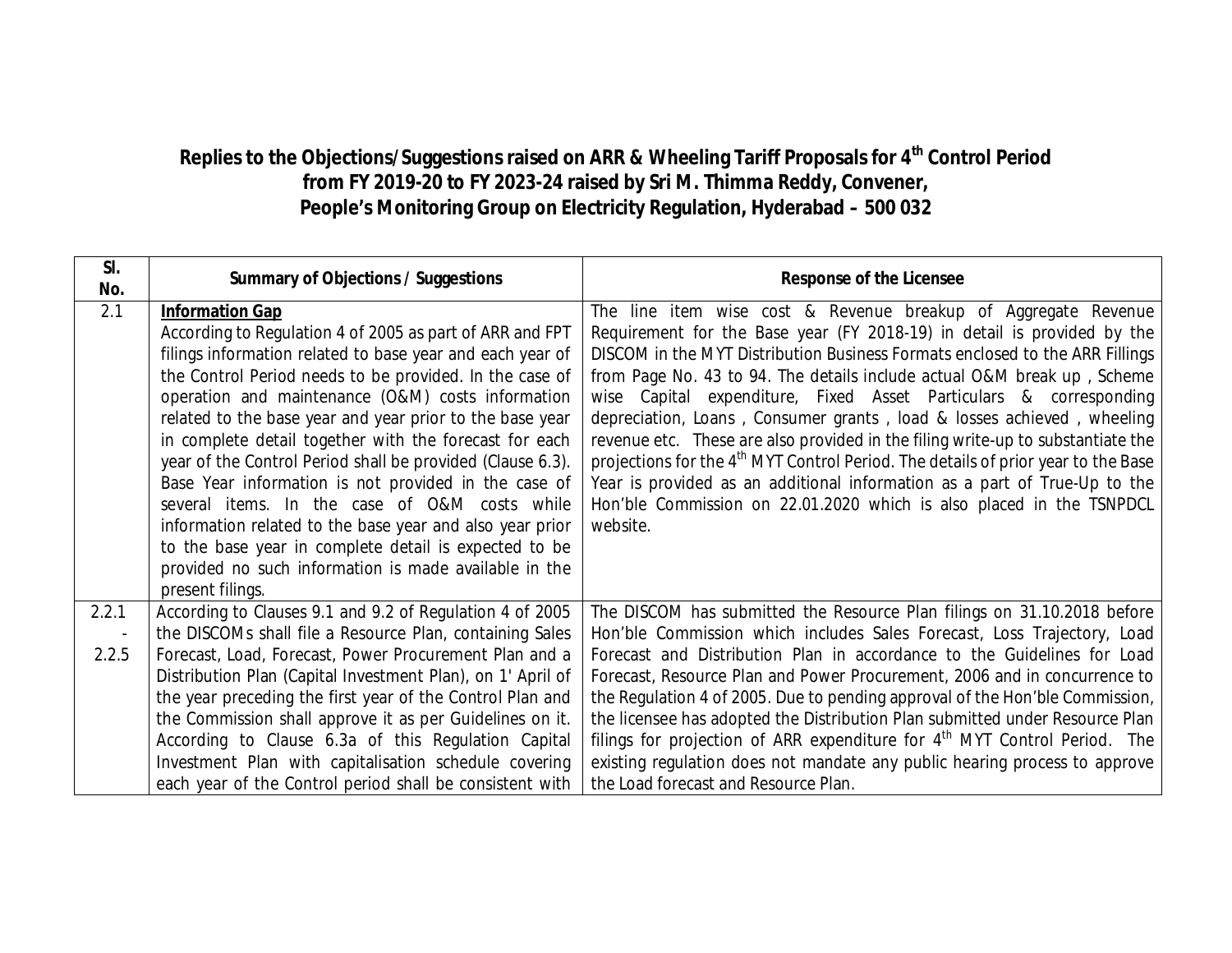**Replies to the Objections/Suggestions raised on ARR & Wheeling Tariff Proposals for 4th Control Period from FY 2019-20 to FY 2023-24 raised by Sri M. Thimma Reddy, Convener, People's Monitoring Group on Electricity Regulation, Hyderabad – 500 032**

| Sl. No. | Summary of Objections / Suggestions | Response of the Licensee |
|---|---|---|
| 2.1 | **Information Gap**<br>According to Regulation 4 of 2005 as part of ARR and FPT filings information related to base year and each year of the Control Period needs to be provided. In the case of operation and maintenance (O&M) costs information related to the base year and year prior to the base year in complete detail together with the forecast for each year of the Control Period shall be provided (Clause 6.3). Base Year information is not provided in the case of several items. In the case of O&M costs while information related to the base year and also year prior to the base year in complete detail is expected to be provided no such information is made available in the present filings. | The line item wise cost & Revenue breakup of Aggregate Revenue Requirement for the Base year (FY 2018-19) in detail is provided by the DISCOM in the MYT Distribution Business Formats enclosed to the ARR Fillings from Page No. 43 to 94. The details include actual O&M break up , Scheme wise Capital expenditure, Fixed Asset Particulars & corresponding depreciation, Loans , Consumer grants , load & losses achieved , wheeling revenue etc. These are also provided in the filing write-up to substantiate the projections for the 4th MYT Control Period. The details of prior year to the Base Year is provided as an additional information as a part of True-Up to the Hon'ble Commission on 22.01.2020 which is also placed in the TSNPDCL website. |
| 2.2.1 - 2.2.5 | According to Clauses 9.1 and 9.2 of Regulation 4 of 2005 the DISCOMs shall file a Resource Plan, containing Sales Forecast, Load, Forecast, Power Procurement Plan and a Distribution Plan (Capital Investment Plan), on 1' April of the year preceding the first year of the Control Plan and the Commission shall approve it as per Guidelines on it. According to Clause 6.3a of this Regulation Capital Investment Plan with capitalisation schedule covering each year of the Control period shall be consistent with | The DISCOM has submitted the Resource Plan filings on 31.10.2018 before Hon'ble Commission which includes Sales Forecast, Loss Trajectory, Load Forecast and Distribution Plan in accordance to the Guidelines for Load Forecast, Resource Plan and Power Procurement, 2006 and in concurrence to the Regulation 4 of 2005. Due to pending approval of the Hon'ble Commission, the licensee has adopted the Distribution Plan submitted under Resource Plan filings for projection of ARR expenditure for 4th MYT Control Period. The existing regulation does not mandate any public hearing process to approve the Load forecast and Resource Plan. |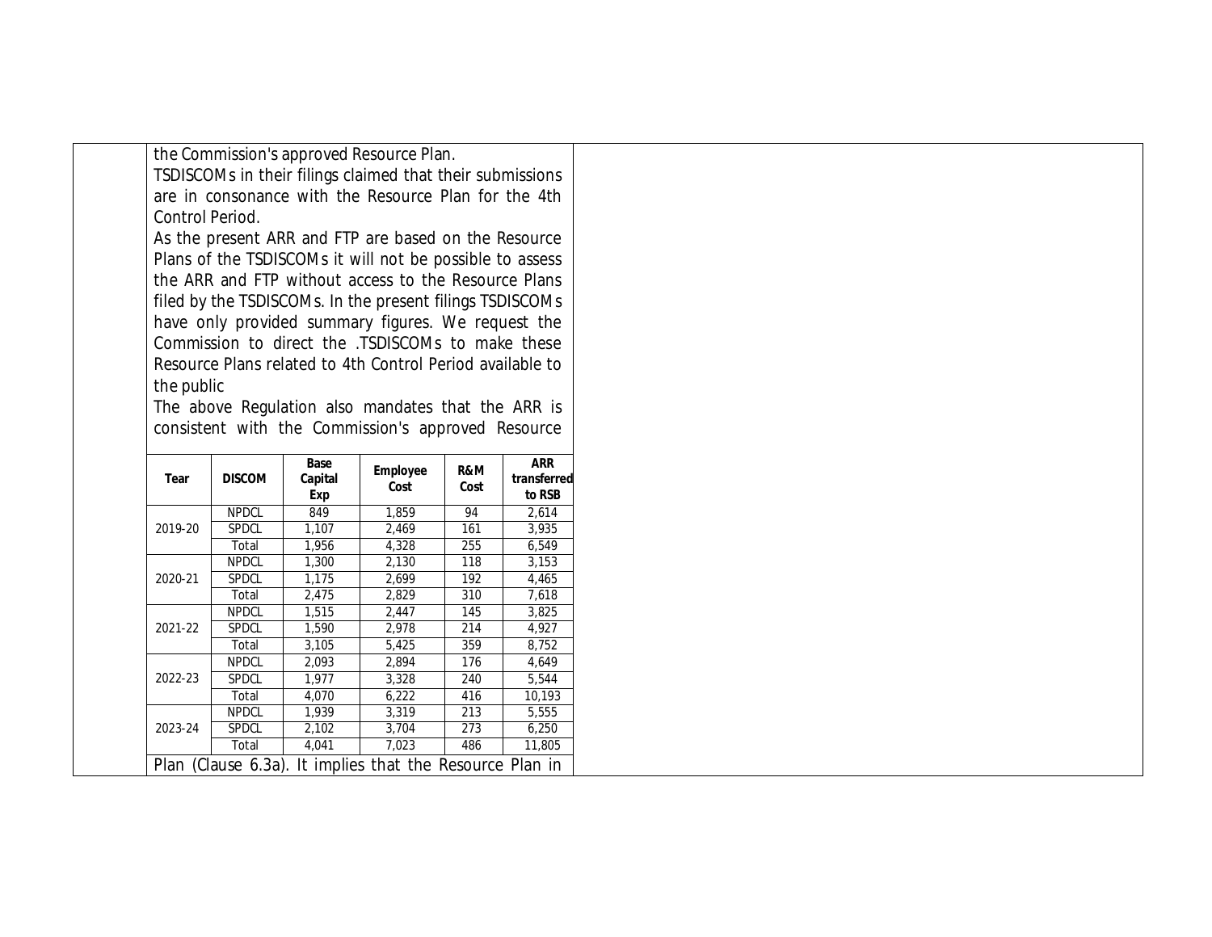the Commission's approved Resource Plan.

TSDISCOMs in their filings claimed that their submissions are in consonance with the Resource Plan for the 4th Control Period.

As the present ARR and FTP are based on the Resource Plans of the TSDISCOMs it will not be possible to assess the ARR and FTP without access to the Resource Plans filed by the TSDISCOMs. In the present filings TSDISCOMs have only provided summary figures. We request the Commission to direct the .TSDISCOMs to make these Resource Plans related to 4th Control Period available to the public

The above Regulation also mandates that the ARR is consistent with the Commission's approved Resource

| Tear | DISCOM | Base Capital Exp | Employee Cost | R&M Cost | ARR transferred to RSB |
|---|---|---|---|---|---|
| 2019-20 | NPDCL | 849 | 1,859 | 94 | 2,614 |
| | SPDCL | 1,107 | 2,469 | 161 | 3,935 |
| | Total | 1,956 | 4,328 | 255 | 6,549 |
| 2020-21 | NPDCL | 1,300 | 2,130 | 118 | 3,153 |
| | SPDCL | 1,175 | 2,699 | 192 | 4,465 |
| | Total | 2,475 | 2,829 | 310 | 7,618 |
| 2021-22 | NPDCL | 1,515 | 2,447 | 145 | 3,825 |
| | SPDCL | 1,590 | 2,978 | 214 | 4,927 |
| | Total | 3,105 | 5,425 | 359 | 8,752 |
| 2022-23 | NPDCL | 2,093 | 2,894 | 176 | 4,649 |
| | SPDCL | 1,977 | 3,328 | 240 | 5,544 |
| | Total | 4,070 | 6,222 | 416 | 10,193 |
| 2023-24 | NPDCL | 1,939 | 3,319 | 213 | 5,555 |
| | SPDCL | 2,102 | 3,704 | 273 | 6,250 |
| | Total | 4,041 | 7,023 | 486 | 11,805 |

Plan (Clause 6.3a). It implies that the Resource Plan in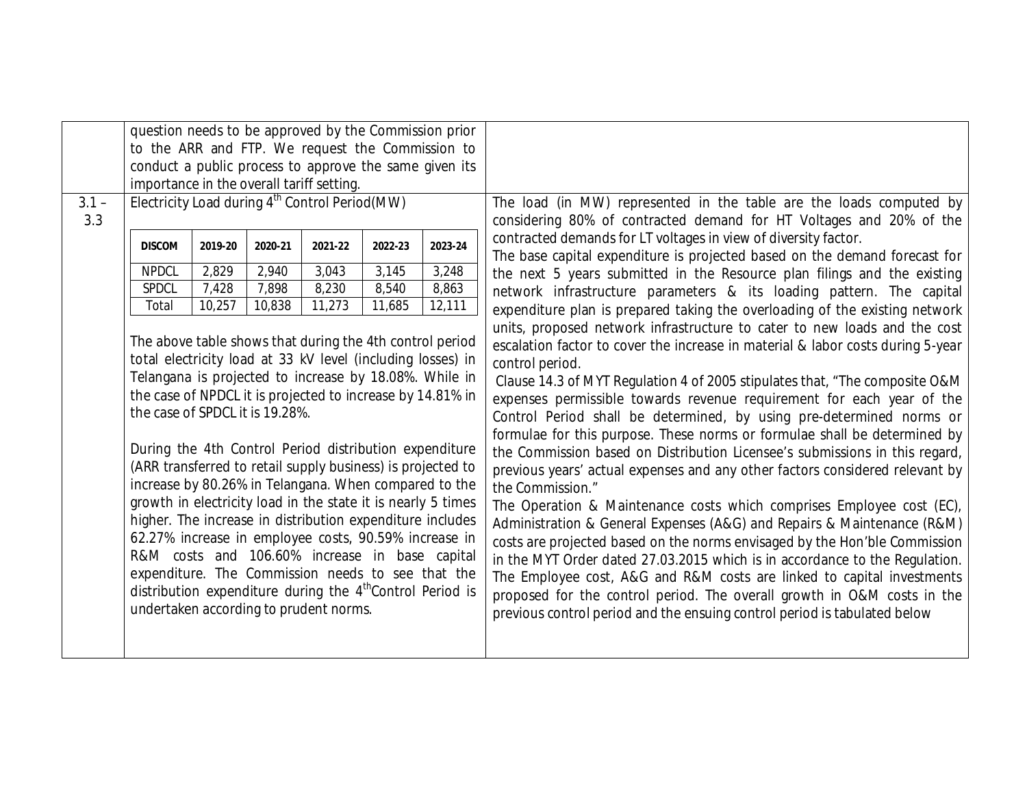| | | |
|---|---|---|
| | question needs to be approved by the Commission prior to the ARR and FTP. We request the Commission to conduct a public process to approve the same given its importance in the overall tariff setting. | |
| 3.1 – 3.3 | Electricity Load during 4th Control Period(MW)<br><br>DISCOM / 2019-20 / 2020-21 / 2021-22 / 2022-23 / 2023-24<br>NPDCL / 2,829 / 2,940 / 3,043 / 3,145 / 3,248<br>SPDCL / 7,428 / 7,898 / 8,230 / 8,540 / 8,863<br>Total / 10,257 / 10,838 / 11,273 / 11,685 / 12,111<br><br>The above table shows that during the 4th control period total electricity load at 33 kV level (including losses) in Telangana is projected to increase by 18.08%. While in the case of NPDCL it is projected to increase by 14.81% in the case of SPDCL it is 19.28%.<br><br>During the 4th Control Period distribution expenditure (ARR transferred to retail supply business) is projected to increase by 80.26% in Telangana. When compared to the growth in electricity load in the state it is nearly 5 times higher. The increase in distribution expenditure includes 62.27% increase in employee costs, 90.59% increase in R&M costs and 106.60% increase in base capital expenditure. The Commission needs to see that the distribution expenditure during the 4th Control Period is undertaken according to prudent norms. | The load (in MW) represented in the table are the loads computed by considering 80% of contracted demand for HT Voltages and 20% of the contracted demands for LT voltages in view of diversity factor.<br>The base capital expenditure is projected based on the demand forecast for the next 5 years submitted in the Resource plan filings and the existing network infrastructure parameters & its loading pattern. The capital expenditure plan is prepared taking the overloading of the existing network units, proposed network infrastructure to cater to new loads and the cost escalation factor to cover the increase in material & labor costs during 5-year control period.<br>Clause 14.3 of MYT Regulation 4 of 2005 stipulates that, "The composite O&M expenses permissible towards revenue requirement for each year of the Control Period shall be determined, by using pre-determined norms or formulae for this purpose. These norms or formulae shall be determined by the Commission based on Distribution Licensee's submissions in this regard, previous years' actual expenses and any other factors considered relevant by the Commission."<br>The Operation & Maintenance costs which comprises Employee cost (EC), Administration & General Expenses (A&G) and Repairs & Maintenance (R&M) costs are projected based on the norms envisaged by the Hon'ble Commission in the MYT Order dated 27.03.2015 which is in accordance to the Regulation. The Employee cost, A&G and R&M costs are linked to capital investments proposed for the control period. The overall growth in O&M costs in the previous control period and the ensuing control period is tabulated below |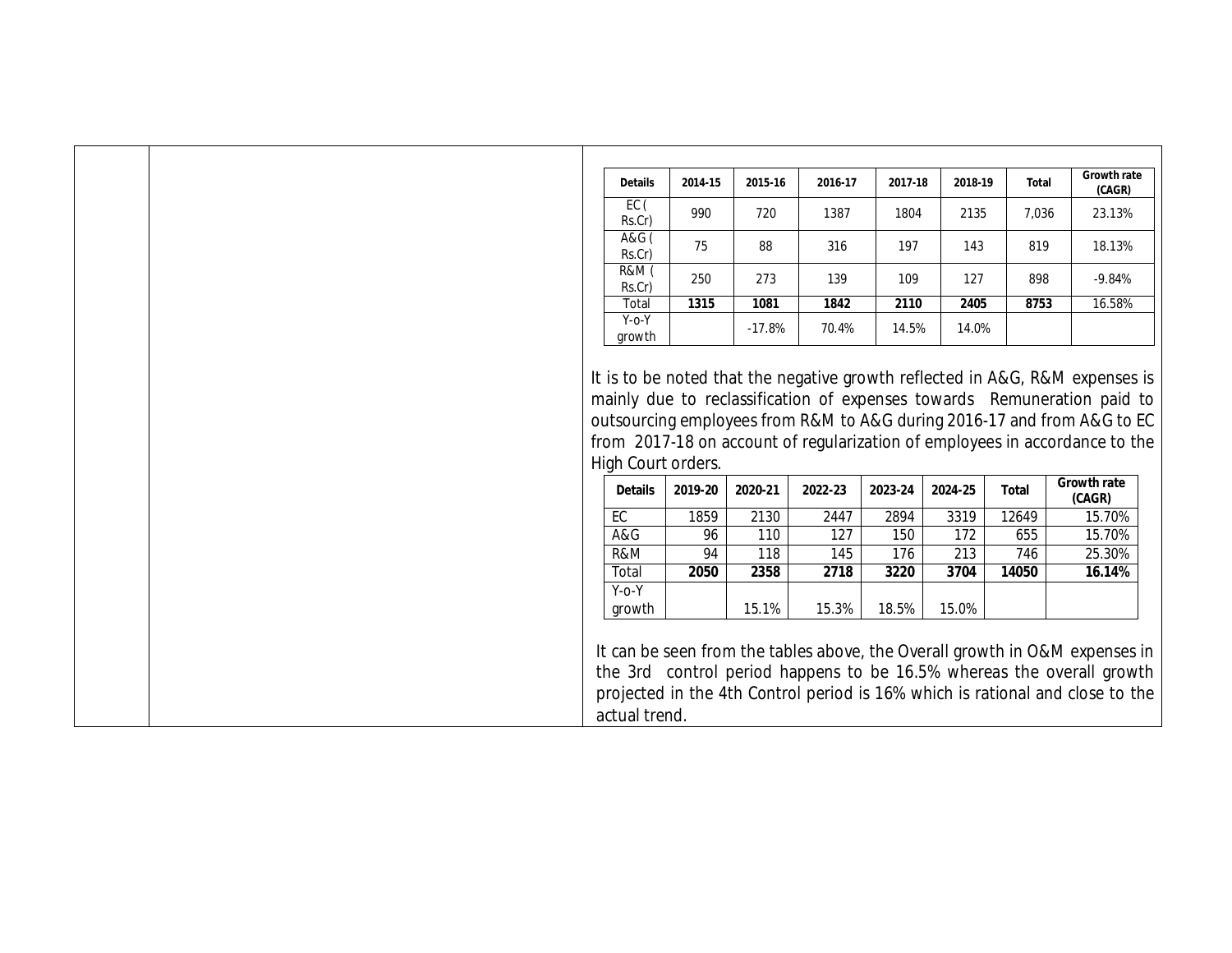| Details | 2014-15 | 2015-16 | 2016-17 | 2017-18 | 2018-19 | Total | Growth rate (CAGR) |
|---|---|---|---|---|---|---|---|
| EC ( Rs.Cr) | 990 | 720 | 1387 | 1804 | 2135 | 7,036 | 23.13% |
| A&G ( Rs.Cr) | 75 | 88 | 316 | 197 | 143 | 819 | 18.13% |
| R&M ( Rs.Cr) | 250 | 273 | 139 | 109 | 127 | 898 | -9.84% |
| Total | **1315** | **1081** | **1842** | **2110** | **2405** | **8753** | 16.58% |
| Y-o-Y growth | | -17.8% | 70.4% | 14.5% | 14.0% | | |

It is to be noted that the negative growth reflected in A&G, R&M expenses is mainly due to reclassification of expenses towards Remuneration paid to outsourcing employees from R&M to A&G during 2016-17 and from A&G to EC from 2017-18 on account of regularization of employees in accordance to the High Court orders.

| Details | 2019-20 | 2020-21 | 2022-23 | 2023-24 | 2024-25 | Total | Growth rate (CAGR) |
|---|---|---|---|---|---|---|---|
| EC | 1859 | 2130 | 2447 | 2894 | 3319 | 12649 | 15.70% |
| A&G | 96 | 110 | 127 | 150 | 172 | 655 | 15.70% |
| R&M | 94 | 118 | 145 | 176 | 213 | 746 | 25.30% |
| Total | **2050** | **2358** | **2718** | **3220** | **3704** | **14050** | **16.14%** |
| Y-o-Y growth | | 15.1% | 15.3% | 18.5% | 15.0% | | |

It can be seen from the tables above, the Overall growth in O&M expenses in the 3rd control period happens to be 16.5% whereas the overall growth projected in the 4th Control period is 16% which is rational and close to the actual trend.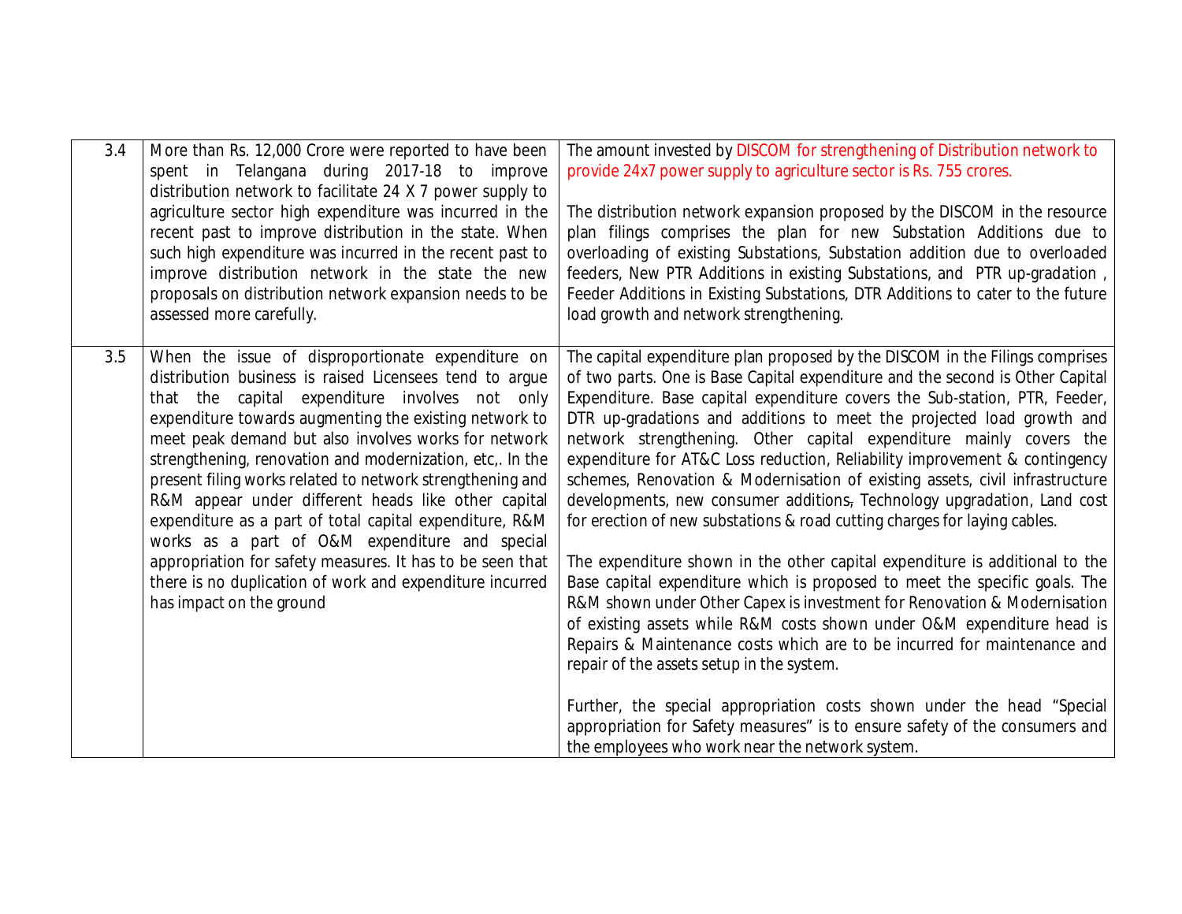| | | |
|---|---|---|
| 3.4 | More than Rs. 12,000 Crore were reported to have been spent in Telangana during 2017-18 to improve distribution network to facilitate 24 X 7 power supply to agriculture sector high expenditure was incurred in the recent past to improve distribution in the state. When such high expenditure was incurred in the recent past to improve distribution network in the state the new proposals on distribution network expansion needs to be assessed more carefully. | The amount invested by DISCOM for strengthening of Distribution network to provide 24x7 power supply to agriculture sector is Rs. 755 crores.<br><br>The distribution network expansion proposed by the DISCOM in the resource plan filings comprises the plan for new Substation Additions due to overloading of existing Substations, Substation addition due to overloaded feeders, New PTR Additions in existing Substations, and PTR up-gradation , Feeder Additions in Existing Substations, DTR Additions to cater to the future load growth and network strengthening. |
| 3.5 | When the issue of disproportionate expenditure on distribution business is raised Licensees tend to argue that the capital expenditure involves not only expenditure towards augmenting the existing network to meet peak demand but also involves works for network strengthening, renovation and modernization, etc,. In the present filing works related to network strengthening and R&M appear under different heads like other capital expenditure as a part of total capital expenditure, R&M works as a part of O&M expenditure and special appropriation for safety measures. It has to be seen that there is no duplication of work and expenditure incurred has impact on the ground | The capital expenditure plan proposed by the DISCOM in the Filings comprises of two parts. One is Base Capital expenditure and the second is Other Capital Expenditure. Base capital expenditure covers the Sub-station, PTR, Feeder, DTR up-gradations and additions to meet the projected load growth and network strengthening. Other capital expenditure mainly covers the expenditure for AT&C Loss reduction, Reliability improvement & contingency schemes, Renovation & Modernisation of existing assets, civil infrastructure developments, new consumer additions, Technology upgradation, Land cost for erection of new substations & road cutting charges for laying cables.<br><br>The expenditure shown in the other capital expenditure is additional to the Base capital expenditure which is proposed to meet the specific goals. The R&M shown under Other Capex is investment for Renovation & Modernisation of existing assets while R&M costs shown under O&M expenditure head is Repairs & Maintenance costs which are to be incurred for maintenance and repair of the assets setup in the system.<br><br>Further, the special appropriation costs shown under the head "Special appropriation for Safety measures" is to ensure safety of the consumers and the employees who work near the network system. |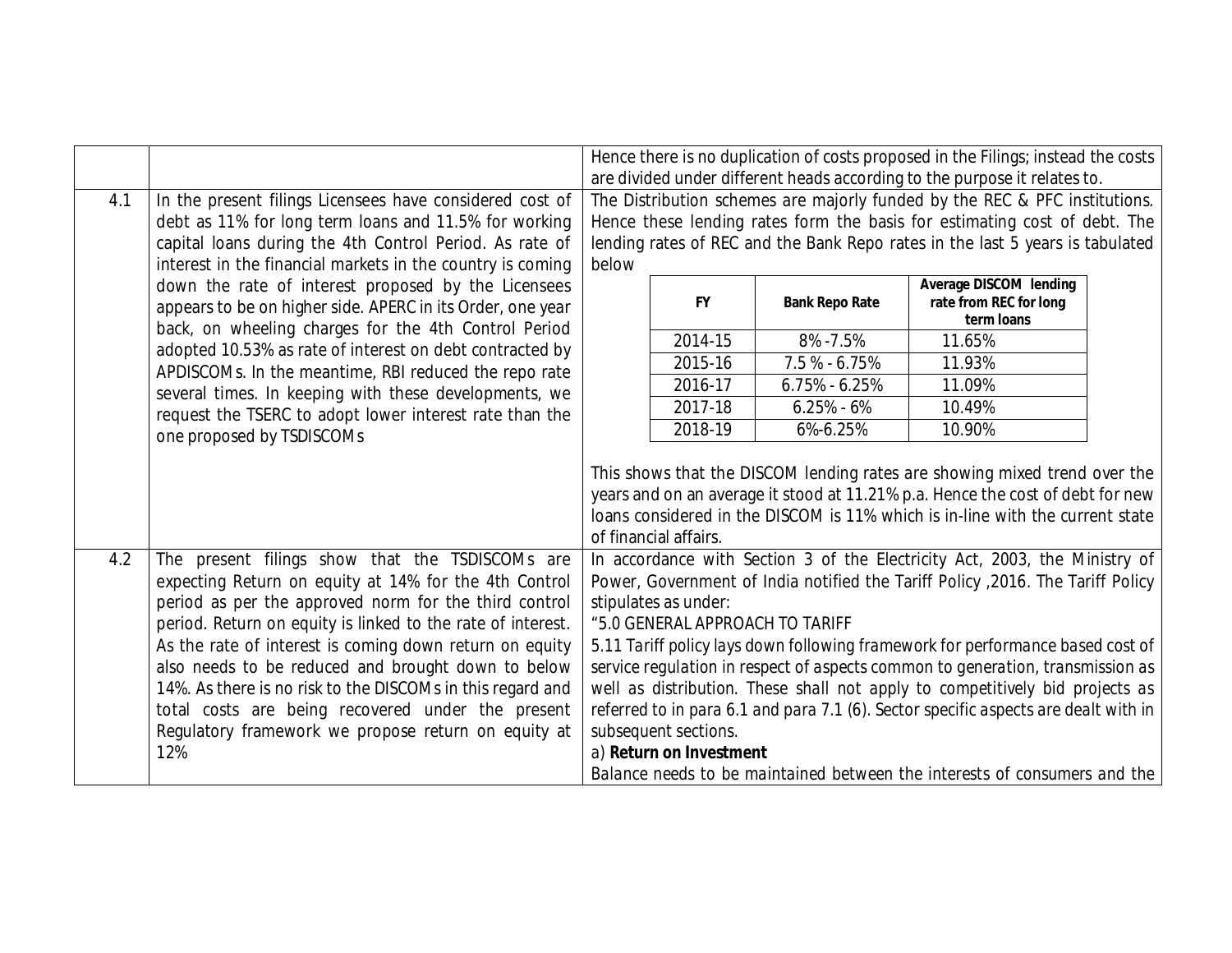| | | |
|---|---|---|
| | | Hence there is no duplication of costs proposed in the Filings; instead the costs are divided under different heads according to the purpose it relates to. |
| 4.1 | In the present filings Licensees have considered cost of debt as 11% for long term loans and 11.5% for working capital loans during the 4th Control Period. As rate of interest in the financial markets in the country is coming down the rate of interest proposed by the Licensees appears to be on higher side. APERC in its Order, one year back, on wheeling charges for the 4th Control Period adopted 10.53% as rate of interest on debt contracted by APDISCOMs. In the meantime, RBI reduced the repo rate several times. In keeping with these developments, we request the TSERC to adopt lower interest rate than the one proposed by TSDISCOMs | The Distribution schemes are majorly funded by the REC & PFC institutions. Hence these lending rates form the basis for estimating cost of debt. The lending rates of REC and the Bank Repo rates in the last 5 years is tabulated below<br><br>**FY** / **Bank Repo Rate** / **Average DISCOM lending rate from REC for long term loans**<br>2014-15 / 8% -7.5% / 11.65%<br>2015-16 / 7.5 % - 6.75% / 11.93%<br>2016-17 / 6.75% - 6.25% / 11.09%<br>2017-18 / 6.25% - 6% / 10.49%<br>2018-19 / 6%-6.25% / 10.90%<br><br>This shows that the DISCOM lending rates are showing mixed trend over the years and on an average it stood at 11.21% p.a. Hence the cost of debt for new loans considered in the DISCOM is 11% which is in-line with the current state of financial affairs. |
| 4.2 | The present filings show that the TSDISCOMs are expecting Return on equity at 14% for the 4th Control period as per the approved norm for the third control period. Return on equity is linked to the rate of interest. As the rate of interest is coming down return on equity also needs to be reduced and brought down to below 14%. As there is no risk to the DISCOMs in this regard and total costs are being recovered under the present Regulatory framework we propose return on equity at 12% | In accordance with Section 3 of the Electricity Act, 2003, the Ministry of Power, Government of India notified the Tariff Policy ,2016. The Tariff Policy stipulates as under:<br>*"5.0 GENERAL APPROACH TO TARIFF*<br>*5.11 Tariff policy lays down following framework for performance based cost of service regulation in respect of aspects common to generation, transmission as well as distribution. These shall not apply to competitively bid projects as referred to in para 6.1 and para 7.1 (6). Sector specific aspects are dealt with in subsequent sections.*<br>*a)* ***Return on Investment***<br>*Balance needs to be maintained between the interests of consumers and the* |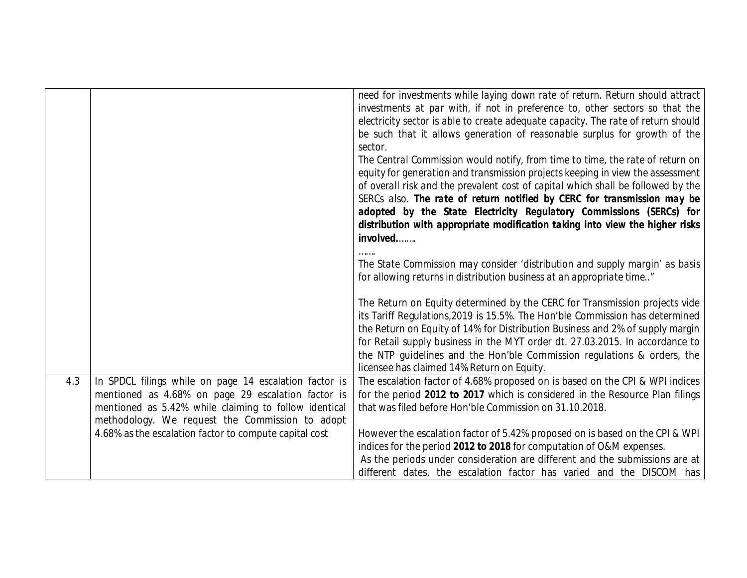| | | |
|---|---|---|
| | | *need for investments while laying down rate of return. Return should attract investments at par with, if not in preference to, other sectors so that the electricity sector is able to create adequate capacity. The rate of return should be such that it allows generation of reasonable surplus for growth of the sector.*<br>*The Central Commission would notify, from time to time, the rate of return on equity for generation and transmission projects keeping in view the assessment of overall risk and the prevalent cost of capital which shall be followed by the SERCs also.* ***The rate of return notified by CERC for transmission may be adopted by the State Electricity Regulatory Commissions (SERCs) for distribution with appropriate modification taking into view the higher risks involved****…….*<br>*……*<br>*The State Commission may consider 'distribution and supply margin' as basis for allowing returns in distribution business at an appropriate time.."*<br><br>The Return on Equity determined by the CERC for Transmission projects vide its Tariff Regulations,2019 is 15.5%. The Hon'ble Commission has determined the Return on Equity of 14% for Distribution Business and 2% of supply margin for Retail supply business in the MYT order dt. 27.03.2015. In accordance to the NTP guidelines and the Hon'ble Commission regulations & orders, the licensee has claimed 14% Return on Equity. |
| 4.3 | In SPDCL filings while on page 14 escalation factor is mentioned as 4.68% on page 29 escalation factor is mentioned as 5.42% while claiming to follow identical methodology. We request the Commission to adopt 4.68% as the escalation factor to compute capital cost | The escalation factor of 4.68% proposed on is based on the CPI & WPI indices for the period **2012 to 2017** which is considered in the Resource Plan filings that was filed before Hon'ble Commission on 31.10.2018.<br><br>However the escalation factor of 5.42% proposed on is based on the CPI & WPI indices for the period **2012 to 2018** for computation of O&M expenses.<br>As the periods under consideration are different and the submissions are at different dates, the escalation factor has varied and the DISCOM has |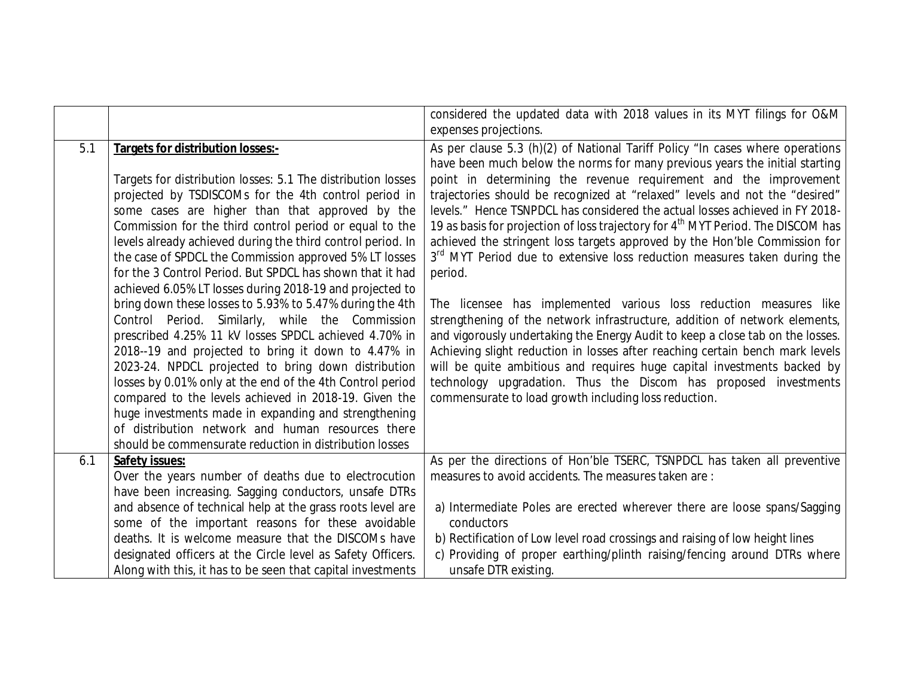| | | |
|---|---|---|
| | | considered the updated data with 2018 values in its MYT filings for O&M expenses projections. |
| 5.1 | **Targets for distribution losses:-**<br><br>Targets for distribution losses: 5.1 The distribution losses projected by TSDISCOMs for the 4th control period in some cases are higher than that approved by the Commission for the third control period or equal to the levels already achieved during the third control period. In the case of SPDCL the Commission approved 5% LT losses for the 3 Control Period. But SPDCL has shown that it had achieved 6.05% LT losses during 2018-19 and projected to bring down these losses to 5.93% to 5.47% during the 4th Control Period. Similarly, while the Commission prescribed 4.25% 11 kV losses SPDCL achieved 4.70% in 2018--19 and projected to bring it down to 4.47% in 2023-24. NPDCL projected to bring down distribution losses by 0.01% only at the end of the 4th Control period compared to the levels achieved in 2018-19. Given the huge investments made in expanding and strengthening of distribution network and human resources there should be commensurate reduction in distribution losses | As per clause 5.3 (h)(2) of National Tariff Policy "In cases where operations have been much below the norms for many previous years the initial starting point in determining the revenue requirement and the improvement trajectories should be recognized at "relaxed" levels and not the "desired" levels." Hence TSNPDCL has considered the actual losses achieved in FY 2018-19 as basis for projection of loss trajectory for 4th MYT Period. The DISCOM has achieved the stringent loss targets approved by the Hon'ble Commission for 3rd MYT Period due to extensive loss reduction measures taken during the period.<br><br>The licensee has implemented various loss reduction measures like strengthening of the network infrastructure, addition of network elements, and vigorously undertaking the Energy Audit to keep a close tab on the losses. Achieving slight reduction in losses after reaching certain bench mark levels will be quite ambitious and requires huge capital investments backed by technology upgradation. Thus the Discom has proposed investments commensurate to load growth including loss reduction. |
| 6.1 | **Safety issues:**<br>Over the years number of deaths due to electrocution have been increasing. Sagging conductors, unsafe DTRs and absence of technical help at the grass roots level are some of the important reasons for these avoidable deaths. It is welcome measure that the DISCOMs have designated officers at the Circle level as Safety Officers. Along with this, it has to be seen that capital investments | As per the directions of Hon'ble TSERC, TSNPDCL has taken all preventive measures to avoid accidents. The measures taken are :<br><br>a) Intermediate Poles are erected wherever there are loose spans/Sagging conductors<br>b) Rectification of Low level road crossings and raising of low height lines<br>c) Providing of proper earthing/plinth raising/fencing around DTRs where unsafe DTR existing. |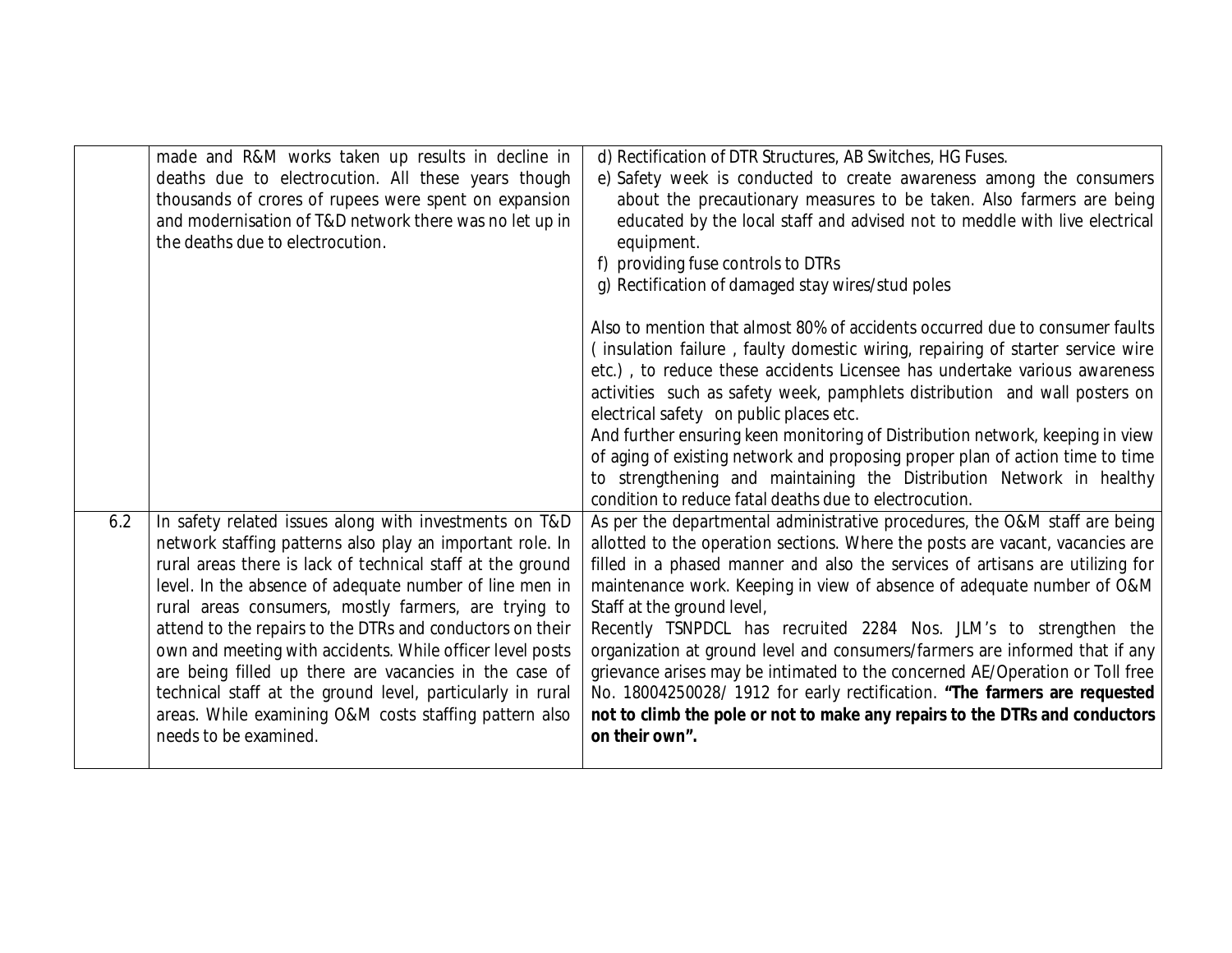| | | |
|---|---|---|
| | made and R&M works taken up results in decline in deaths due to electrocution. All these years though thousands of crores of rupees were spent on expansion and modernisation of T&D network there was no let up in the deaths due to electrocution. | d) Rectification of DTR Structures, AB Switches, HG Fuses.<br>e) Safety week is conducted to create awareness among the consumers about the precautionary measures to be taken. Also farmers are being educated by the local staff and advised not to meddle with live electrical equipment.<br>f) providing fuse controls to DTRs<br>g) Rectification of damaged stay wires/stud poles<br><br>Also to mention that almost 80% of accidents occurred due to consumer faults ( insulation failure , faulty domestic wiring, repairing of starter service wire etc.) , to reduce these accidents Licensee has undertake various awareness activities such as safety week, pamphlets distribution and wall posters on electrical safety on public places etc.<br>And further ensuring keen monitoring of Distribution network, keeping in view of aging of existing network and proposing proper plan of action time to time to strengthening and maintaining the Distribution Network in healthy condition to reduce fatal deaths due to electrocution. |
| 6.2 | In safety related issues along with investments on T&D network staffing patterns also play an important role. In rural areas there is lack of technical staff at the ground level. In the absence of adequate number of line men in rural areas consumers, mostly farmers, are trying to attend to the repairs to the DTRs and conductors on their own and meeting with accidents. While officer level posts are being filled up there are vacancies in the case of technical staff at the ground level, particularly in rural areas. While examining O&M costs staffing pattern also needs to be examined. | As per the departmental administrative procedures, the O&M staff are being allotted to the operation sections. Where the posts are vacant, vacancies are filled in a phased manner and also the services of artisans are utilizing for maintenance work. Keeping in view of absence of adequate number of O&M Staff at the ground level,<br>Recently TSNPDCL has recruited 2284 Nos. JLM's to strengthen the organization at ground level and consumers/farmers are informed that if any grievance arises may be intimated to the concerned AE/Operation or Toll free No. 18004250028/ 1912 for early rectification. **"The farmers are requested not to climb the pole or not to make any repairs to the DTRs and conductors on their own".** |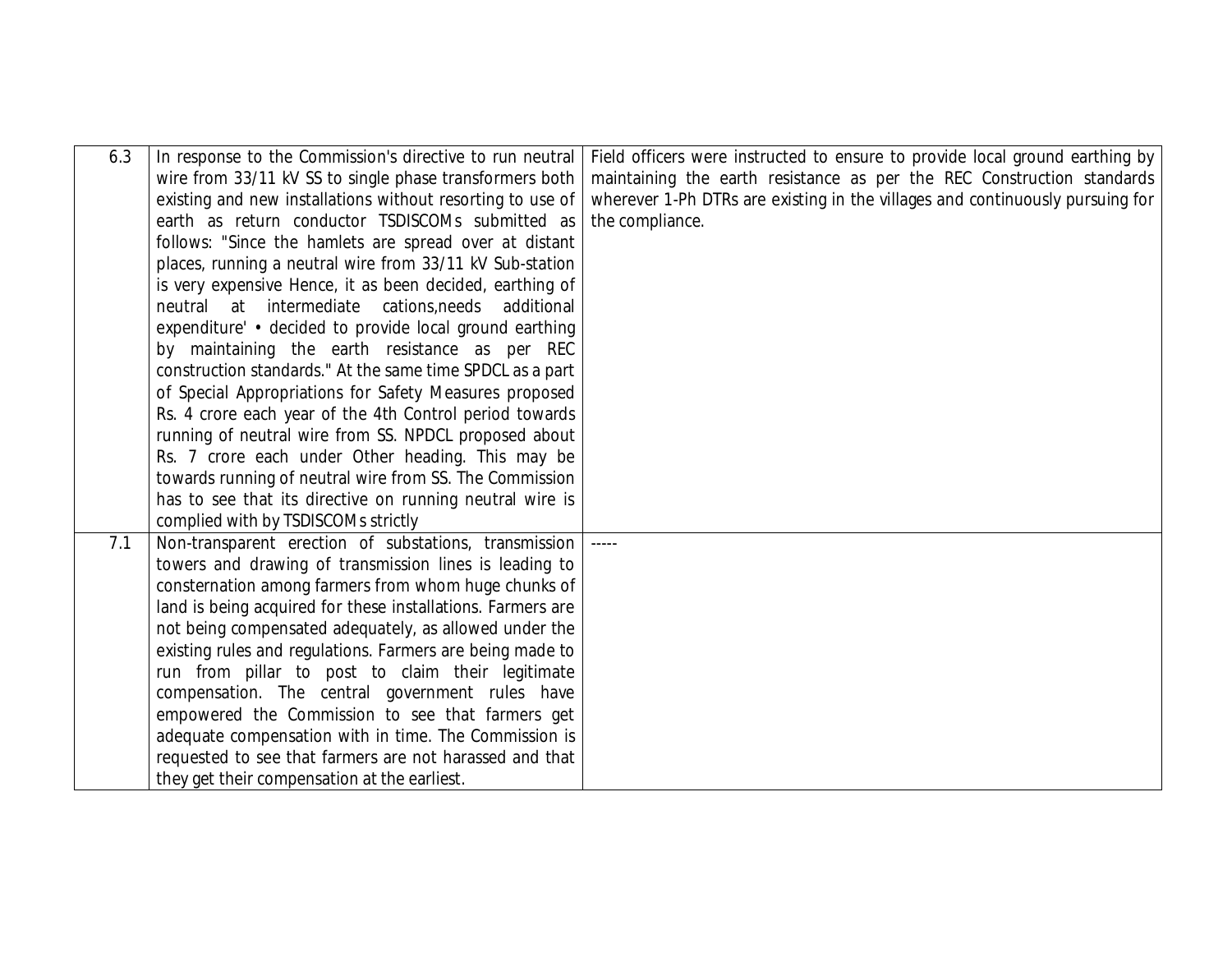| | | |
|---|---|---|
| 6.3 | In response to the Commission's directive to run neutral wire from 33/11 kV SS to single phase transformers both existing and new installations without resorting to use of earth as return conductor TSDISCOMs submitted as follows: "Since the hamlets are spread over at distant places, running a neutral wire from 33/11 kV Sub-station is very expensive Hence, it as been decided, earthing of neutral at intermediate cations,needs additional expenditure' • decided to provide local ground earthing by maintaining the earth resistance as per REC construction standards." At the same time SPDCL as a part of Special Appropriations for Safety Measures proposed Rs. 4 crore each year of the 4th Control period towards running of neutral wire from SS. NPDCL proposed about Rs. 7 crore each under Other heading. This may be towards running of neutral wire from SS. The Commission has to see that its directive on running neutral wire is complied with by TSDISCOMs strictly | Field officers were instructed to ensure to provide local ground earthing by maintaining the earth resistance as per the REC Construction standards wherever 1-Ph DTRs are existing in the villages and continuously pursuing for the compliance. |
| 7.1 | Non-transparent erection of substations, transmission towers and drawing of transmission lines is leading to consternation among farmers from whom huge chunks of land is being acquired for these installations. Farmers are not being compensated adequately, as allowed under the existing rules and regulations. Farmers are being made to run from pillar to post to claim their legitimate compensation. The central government rules have empowered the Commission to see that farmers get adequate compensation with in time. The Commission is requested to see that farmers are not harassed and that they get their compensation at the earliest. | ----- |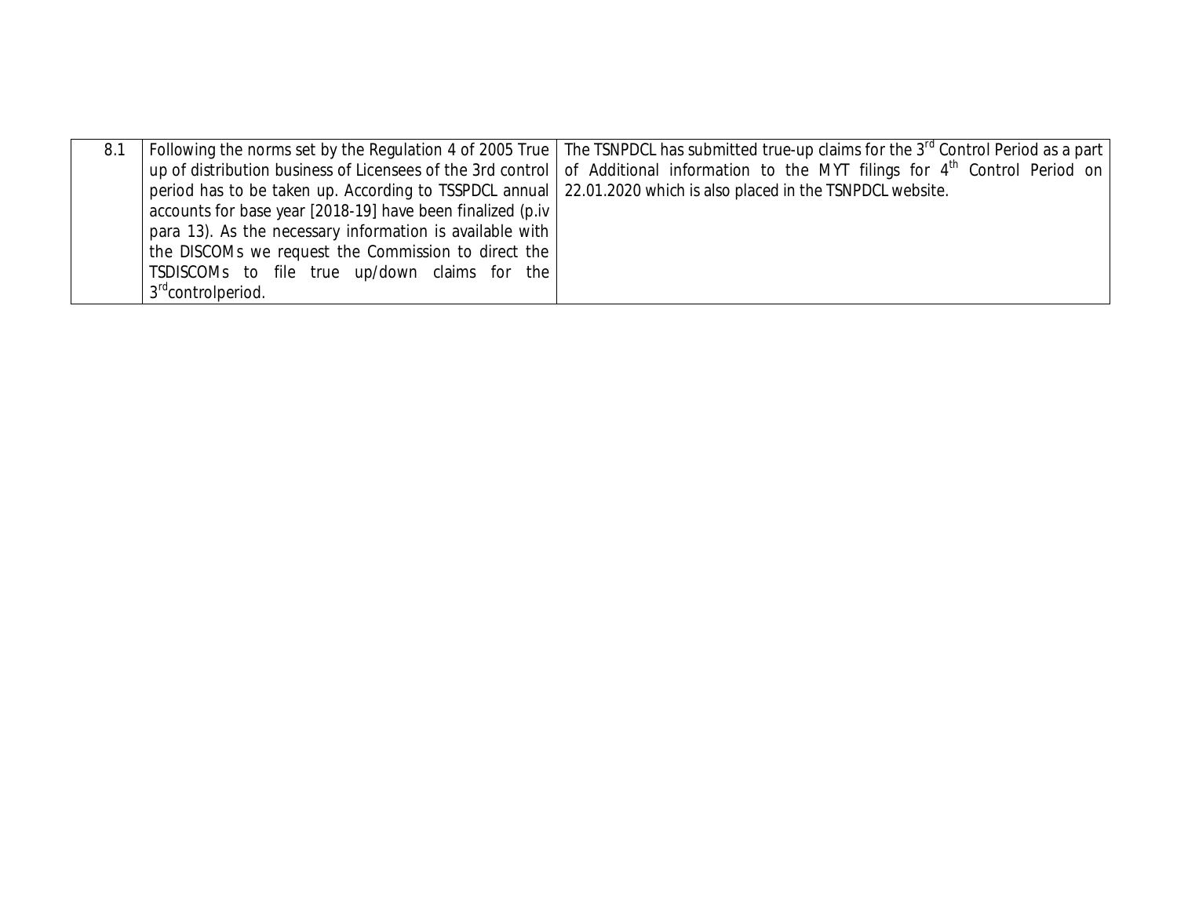| | | |
|---|---|---|
| 8.1 | Following the norms set by the Regulation 4 of 2005 True up of distribution business of Licensees of the 3rd control period has to be taken up. According to TSSPDCL annual accounts for base year [2018-19] have been finalized (p.iv para 13). As the necessary information is available with the DISCOMs we request the Commission to direct the TSDISCOMs to file true up/down claims for the 3rd controlperiod. | The TSNPDCL has submitted true-up claims for the 3rd Control Period as a part of Additional information to the MYT filings for 4th Control Period on 22.01.2020 which is also placed in the TSNPDCL website. |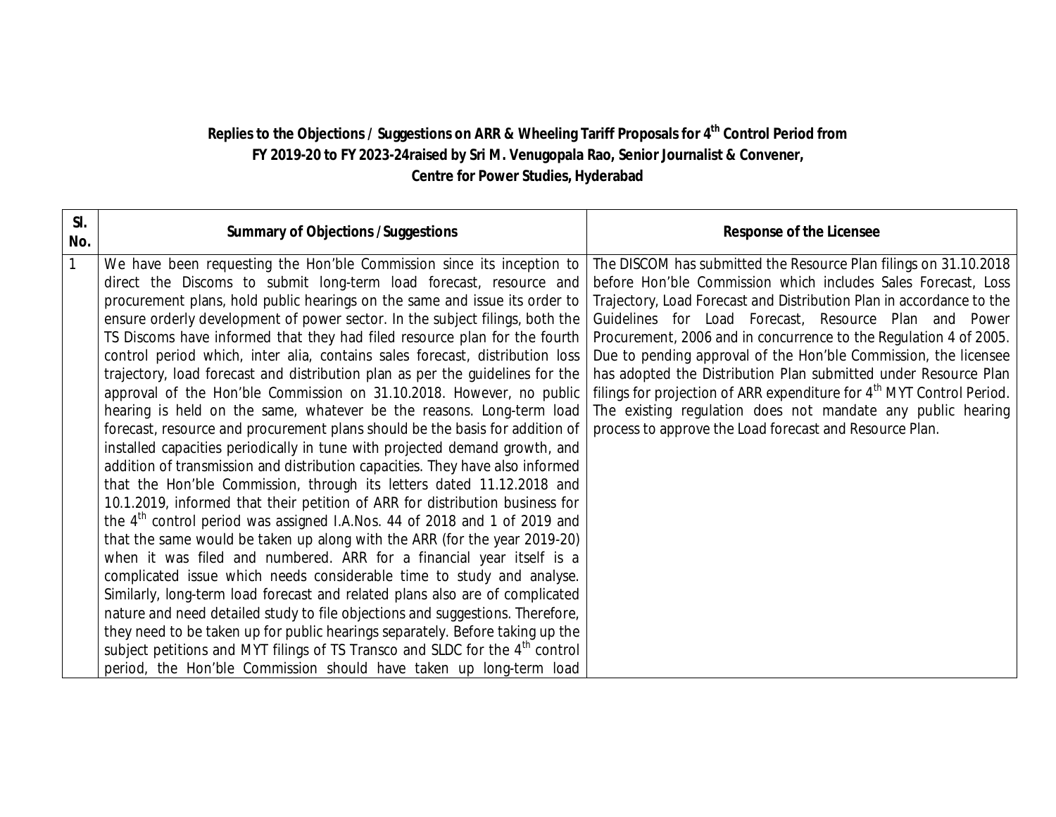**Replies to the Objections / Suggestions on ARR & Wheeling Tariff Proposals for 4th Control Period from FY 2019-20 to FY 2023-24raised by Sri M. Venugopala Rao, Senior Journalist & Convener, Centre for Power Studies, Hyderabad**

| Sl. No. | Summary of Objections / Suggestions | Response of the Licensee |
|---|---|---|
| 1 | We have been requesting the Hon'ble Commission since its inception to direct the Discoms to submit long-term load forecast, resource and procurement plans, hold public hearings on the same and issue its order to ensure orderly development of power sector. In the subject filings, both the TS Discoms have informed that they had filed resource plan for the fourth control period which, inter alia, contains sales forecast, distribution loss trajectory, load forecast and distribution plan as per the guidelines for the approval of the Hon'ble Commission on 31.10.2018. However, no public hearing is held on the same, whatever be the reasons. Long-term load forecast, resource and procurement plans should be the basis for addition of installed capacities periodically in tune with projected demand growth, and addition of transmission and distribution capacities. They have also informed that the Hon'ble Commission, through its letters dated 11.12.2018 and 10.1.2019, informed that their petition of ARR for distribution business for the 4th control period was assigned I.A.Nos. 44 of 2018 and 1 of 2019 and that the same would be taken up along with the ARR (for the year 2019-20) when it was filed and numbered. ARR for a financial year itself is a complicated issue which needs considerable time to study and analyse. Similarly, long-term load forecast and related plans also are of complicated nature and need detailed study to file objections and suggestions. Therefore, they need to be taken up for public hearings separately. Before taking up the subject petitions and MYT filings of TS Transco and SLDC for the 4th control period, the Hon'ble Commission should have taken up long-term load | The DISCOM has submitted the Resource Plan filings on 31.10.2018 before Hon'ble Commission which includes Sales Forecast, Loss Trajectory, Load Forecast and Distribution Plan in accordance to the Guidelines for Load Forecast, Resource Plan and Power Procurement, 2006 and in concurrence to the Regulation 4 of 2005. Due to pending approval of the Hon'ble Commission, the licensee has adopted the Distribution Plan submitted under Resource Plan filings for projection of ARR expenditure for 4th MYT Control Period. The existing regulation does not mandate any public hearing process to approve the Load forecast and Resource Plan. |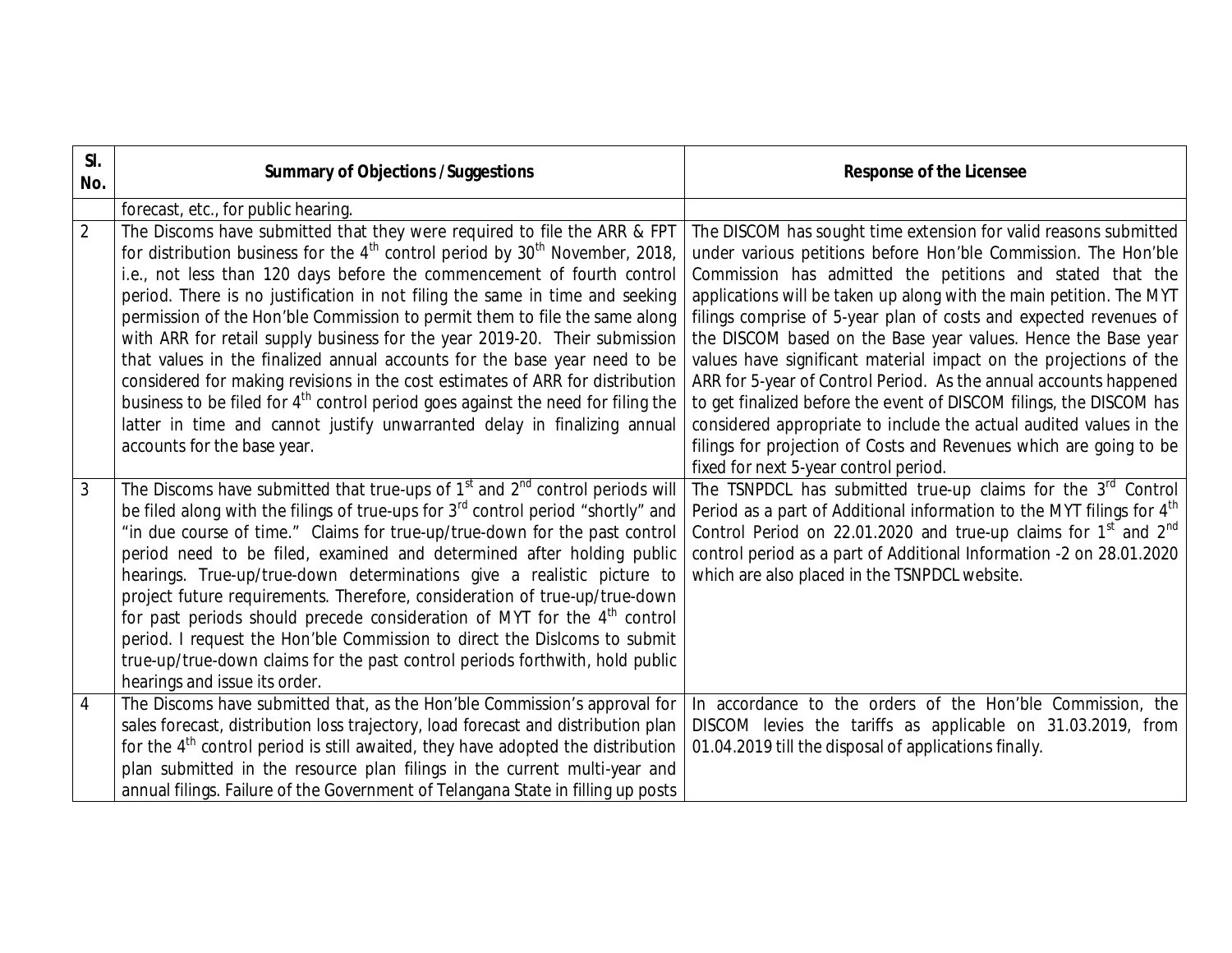| Sl. No. | Summary of Objections / Suggestions | Response of the Licensee |
|---|---|---|
| | forecast, etc., for public hearing. | |
| 2 | The Discoms have submitted that they were required to file the ARR & FPT for distribution business for the 4th control period by 30th November, 2018, i.e., not less than 120 days before the commencement of fourth control period. There is no justification in not filing the same in time and seeking permission of the Hon'ble Commission to permit them to file the same along with ARR for retail supply business for the year 2019-20. Their submission that values in the finalized annual accounts for the base year need to be considered for making revisions in the cost estimates of ARR for distribution business to be filed for 4th control period goes against the need for filing the latter in time and cannot justify unwarranted delay in finalizing annual accounts for the base year. | The DISCOM has sought time extension for valid reasons submitted under various petitions before Hon'ble Commission. The Hon'ble Commission has admitted the petitions and stated that the applications will be taken up along with the main petition. The MYT filings comprise of 5-year plan of costs and expected revenues of the DISCOM based on the Base year values. Hence the Base year values have significant material impact on the projections of the ARR for 5-year of Control Period. As the annual accounts happened to get finalized before the event of DISCOM filings, the DISCOM has considered appropriate to include the actual audited values in the filings for projection of Costs and Revenues which are going to be fixed for next 5-year control period. |
| 3 | The Discoms have submitted that true-ups of 1st and 2nd control periods will be filed along with the filings of true-ups for 3rd control period "shortly" and "in due course of time." Claims for true-up/true-down for the past control period need to be filed, examined and determined after holding public hearings. True-up/true-down determinations give a realistic picture to project future requirements. Therefore, consideration of true-up/true-down for past periods should precede consideration of MYT for the 4th control period. I request the Hon'ble Commission to direct the Dislcoms to submit true-up/true-down claims for the past control periods forthwith, hold public hearings and issue its order. | The TSNPDCL has submitted true-up claims for the 3rd Control Period as a part of Additional information to the MYT filings for 4th Control Period on 22.01.2020 and true-up claims for 1st and 2nd control period as a part of Additional Information -2 on 28.01.2020 which are also placed in the TSNPDCL website. |
| 4 | The Discoms have submitted that, as the Hon'ble Commission's approval for sales forecast, distribution loss trajectory, load forecast and distribution plan for the 4th control period is still awaited, they have adopted the distribution plan submitted in the resource plan filings in the current multi-year and annual filings. Failure of the Government of Telangana State in filling up posts | In accordance to the orders of the Hon'ble Commission, the DISCOM levies the tariffs as applicable on 31.03.2019, from 01.04.2019 till the disposal of applications finally. |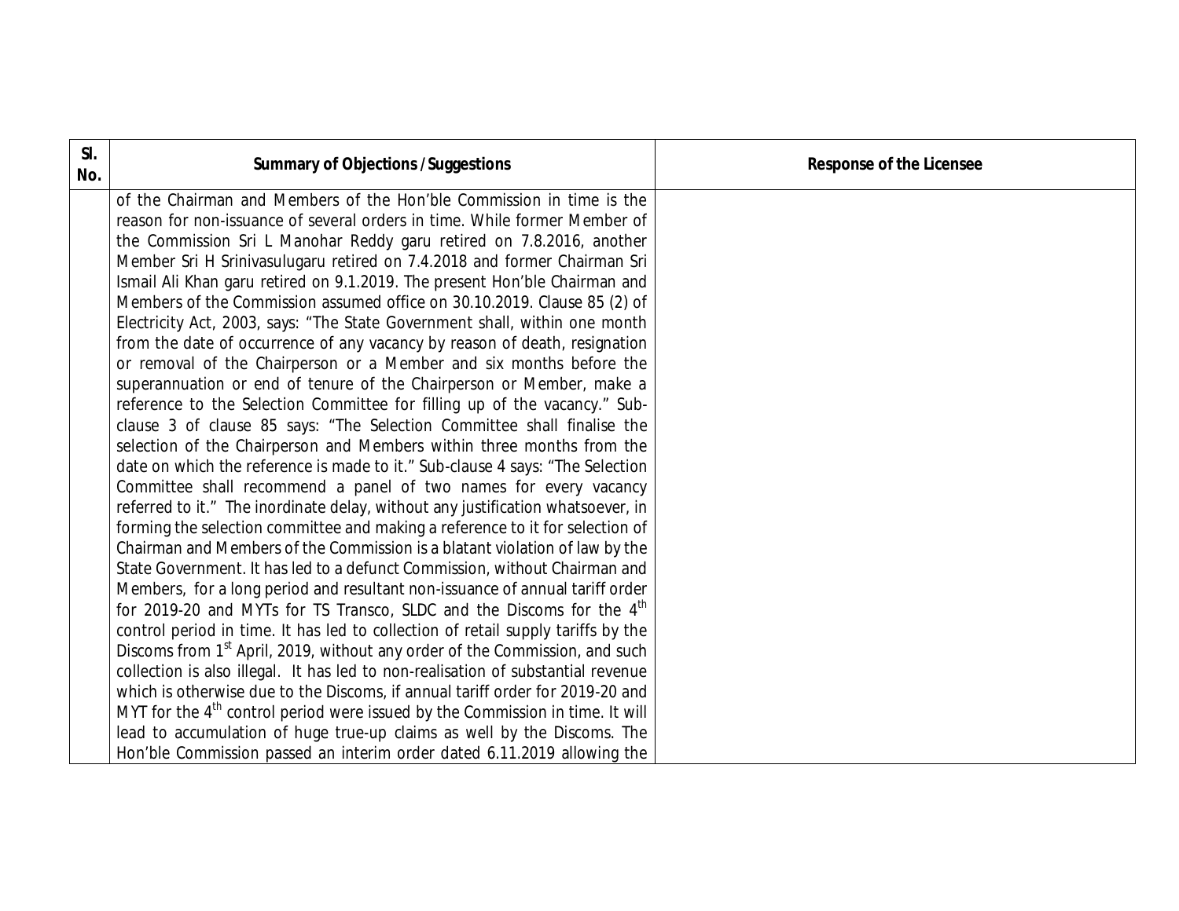| Sl. No. | Summary of Objections / Suggestions | Response of the Licensee |
|---|---|---|
| | of the Chairman and Members of the Hon'ble Commission in time is the reason for non-issuance of several orders in time. While former Member of the Commission Sri L Manohar Reddy garu retired on 7.8.2016, another Member Sri H Srinivasulugaru retired on 7.4.2018 and former Chairman Sri Ismail Ali Khan garu retired on 9.1.2019. The present Hon'ble Chairman and Members of the Commission assumed office on 30.10.2019. Clause 85 (2) of Electricity Act, 2003, says: "The State Government shall, within one month from the date of occurrence of any vacancy by reason of death, resignation or removal of the Chairperson or a Member and six months before the superannuation or end of tenure of the Chairperson or Member, make a reference to the Selection Committee for filling up of the vacancy." Sub-clause 3 of clause 85 says: "The Selection Committee shall finalise the selection of the Chairperson and Members within three months from the date on which the reference is made to it." Sub-clause 4 says: "The Selection Committee shall recommend a panel of two names for every vacancy referred to it." The inordinate delay, without any justification whatsoever, in forming the selection committee and making a reference to it for selection of Chairman and Members of the Commission is a blatant violation of law by the State Government. It has led to a defunct Commission, without Chairman and Members, for a long period and resultant non-issuance of annual tariff order for 2019-20 and MYTs for TS Transco, SLDC and the Discoms for the 4th control period in time. It has led to collection of retail supply tariffs by the Discoms from 1st April, 2019, without any order of the Commission, and such collection is also illegal. It has led to non-realisation of substantial revenue which is otherwise due to the Discoms, if annual tariff order for 2019-20 and MYT for the 4th control period were issued by the Commission in time. It will lead to accumulation of huge true-up claims as well by the Discoms. The Hon'ble Commission passed an interim order dated 6.11.2019 allowing the | |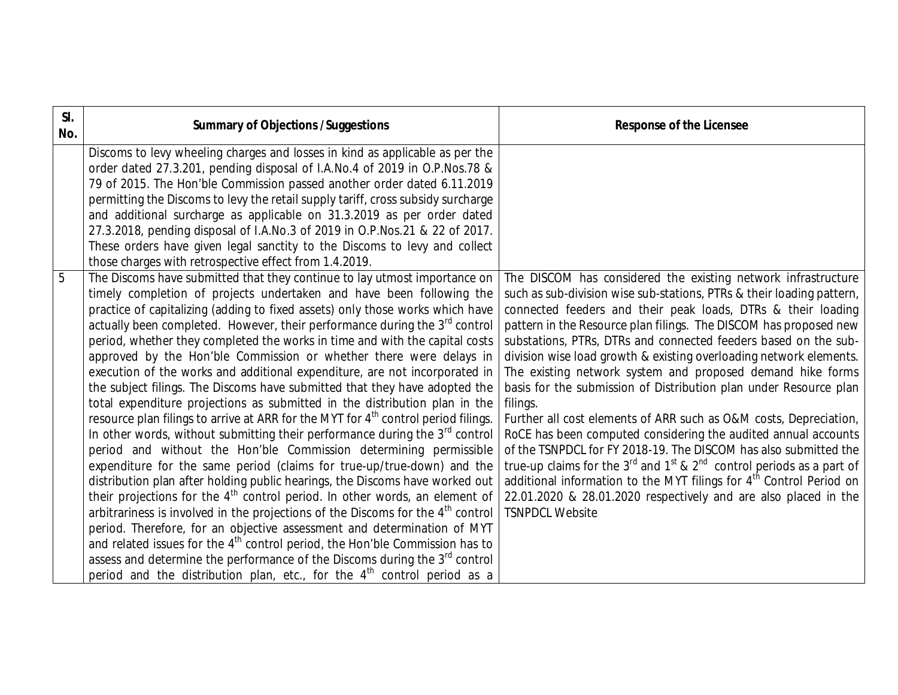| Sl. No. | Summary of Objections / Suggestions | Response of the Licensee |
|---|---|---|
| | Discoms to levy wheeling charges and losses in kind as applicable as per the order dated 27.3.201, pending disposal of I.A.No.4 of 2019 in O.P.Nos.78 & 79 of 2015. The Hon'ble Commission passed another order dated 6.11.2019 permitting the Discoms to levy the retail supply tariff, cross subsidy surcharge and additional surcharge as applicable on 31.3.2019 as per order dated 27.3.2018, pending disposal of I.A.No.3 of 2019 in O.P.Nos.21 & 22 of 2017. These orders have given legal sanctity to the Discoms to levy and collect those charges with retrospective effect from 1.4.2019. | |
| 5 | The Discoms have submitted that they continue to lay utmost importance on timely completion of projects undertaken and have been following the practice of capitalizing (adding to fixed assets) only those works which have actually been completed. However, their performance during the 3rd control period, whether they completed the works in time and with the capital costs approved by the Hon'ble Commission or whether there were delays in execution of the works and additional expenditure, are not incorporated in the subject filings. The Discoms have submitted that they have adopted the total expenditure projections as submitted in the distribution plan in the resource plan filings to arrive at ARR for the MYT for 4th control period filings. In other words, without submitting their performance during the 3rd control period and without the Hon'ble Commission determining permissible expenditure for the same period (claims for true-up/true-down) and the distribution plan after holding public hearings, the Discoms have worked out their projections for the 4th control period. In other words, an element of arbitrariness is involved in the projections of the Discoms for the 4th control period. Therefore, for an objective assessment and determination of MYT and related issues for the 4th control period, the Hon'ble Commission has to assess and determine the performance of the Discoms during the 3rd control period and the distribution plan, etc., for the 4th control period as a | The DISCOM has considered the existing network infrastructure such as sub-division wise sub-stations, PTRs & their loading pattern, connected feeders and their peak loads, DTRs & their loading pattern in the Resource plan filings. The DISCOM has proposed new substations, PTRs, DTRs and connected feeders based on the sub-division wise load growth & existing overloading network elements. The existing network system and proposed demand hike forms basis for the submission of Distribution plan under Resource plan filings.<br>Further all cost elements of ARR such as O&M costs, Depreciation, RoCE has been computed considering the audited annual accounts of the TSNPDCL for FY 2018-19. The DISCOM has also submitted the true-up claims for the 3rd and 1st & 2nd control periods as a part of additional information to the MYT filings for 4th Control Period on 22.01.2020 & 28.01.2020 respectively and are also placed in the TSNPDCL Website |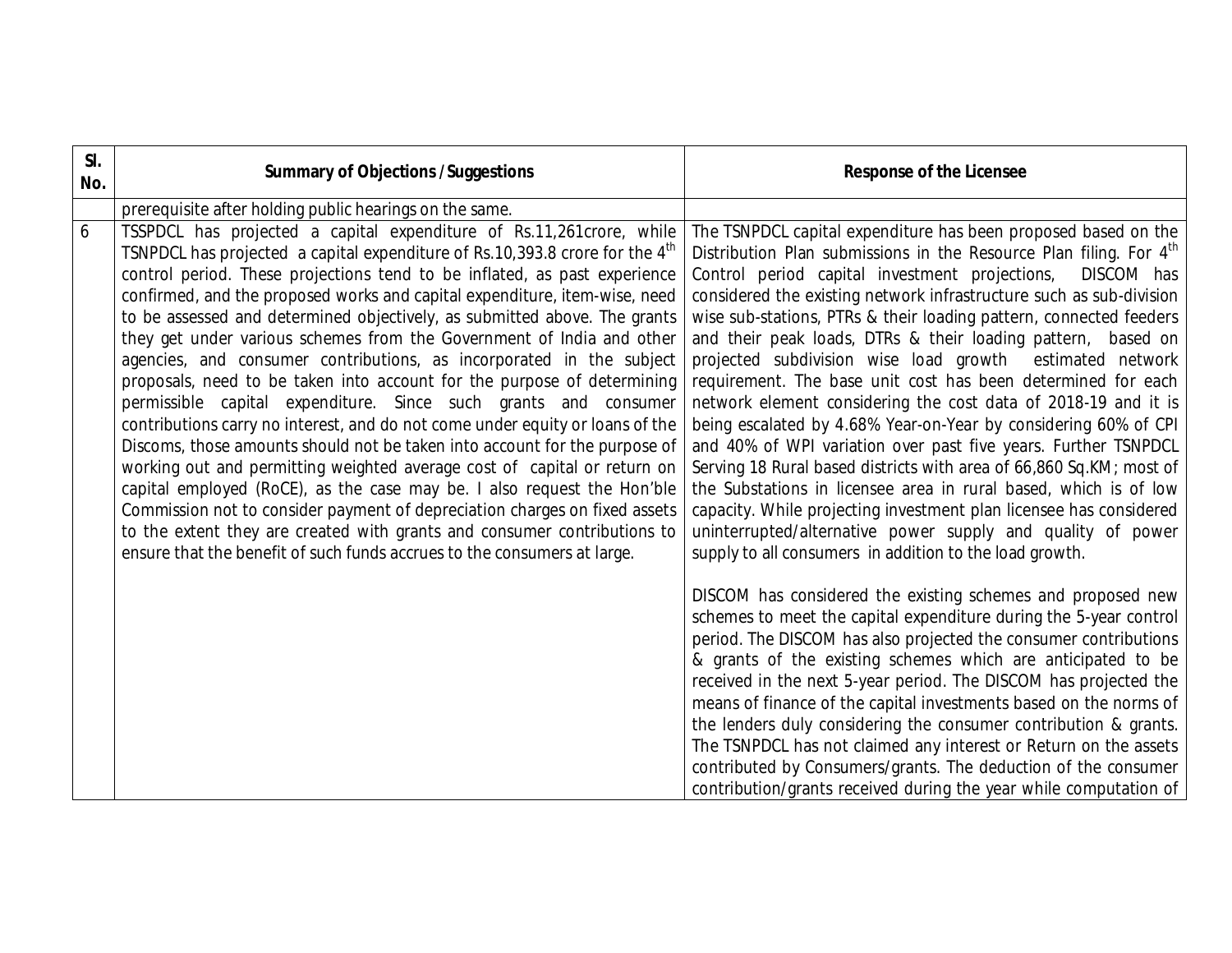| Sl. No. | Summary of Objections / Suggestions | Response of the Licensee |
|---|---|---|
| | prerequisite after holding public hearings on the same. | |
| 6 | TSSPDCL has projected a capital expenditure of Rs.11,261crore, while TSNPDCL has projected a capital expenditure of Rs.10,393.8 crore for the 4th control period. These projections tend to be inflated, as past experience confirmed, and the proposed works and capital expenditure, item-wise, need to be assessed and determined objectively, as submitted above. The grants they get under various schemes from the Government of India and other agencies, and consumer contributions, as incorporated in the subject proposals, need to be taken into account for the purpose of determining permissible capital expenditure. Since such grants and consumer contributions carry no interest, and do not come under equity or loans of the Discoms, those amounts should not be taken into account for the purpose of working out and permitting weighted average cost of capital or return on capital employed (RoCE), as the case may be. I also request the Hon'ble Commission not to consider payment of depreciation charges on fixed assets to the extent they are created with grants and consumer contributions to ensure that the benefit of such funds accrues to the consumers at large. | The TSNPDCL capital expenditure has been proposed based on the Distribution Plan submissions in the Resource Plan filing. For 4th Control period capital investment projections, DISCOM has considered the existing network infrastructure such as sub-division wise sub-stations, PTRs & their loading pattern, connected feeders and their peak loads, DTRs & their loading pattern, based on projected subdivision wise load growth estimated network requirement. The base unit cost has been determined for each network element considering the cost data of 2018-19 and it is being escalated by 4.68% Year-on-Year by considering 60% of CPI and 40% of WPI variation over past five years. Further TSNPDCL Serving 18 Rural based districts with area of 66,860 Sq.KM; most of the Substations in licensee area in rural based, which is of low capacity. While projecting investment plan licensee has considered uninterrupted/alternative power supply and quality of power supply to all consumers in addition to the load growth.<br><br>DISCOM has considered the existing schemes and proposed new schemes to meet the capital expenditure during the 5-year control period. The DISCOM has also projected the consumer contributions & grants of the existing schemes which are anticipated to be received in the next 5-year period. The DISCOM has projected the means of finance of the capital investments based on the norms of the lenders duly considering the consumer contribution & grants. The TSNPDCL has not claimed any interest or Return on the assets contributed by Consumers/grants. The deduction of the consumer contribution/grants received during the year while computation of |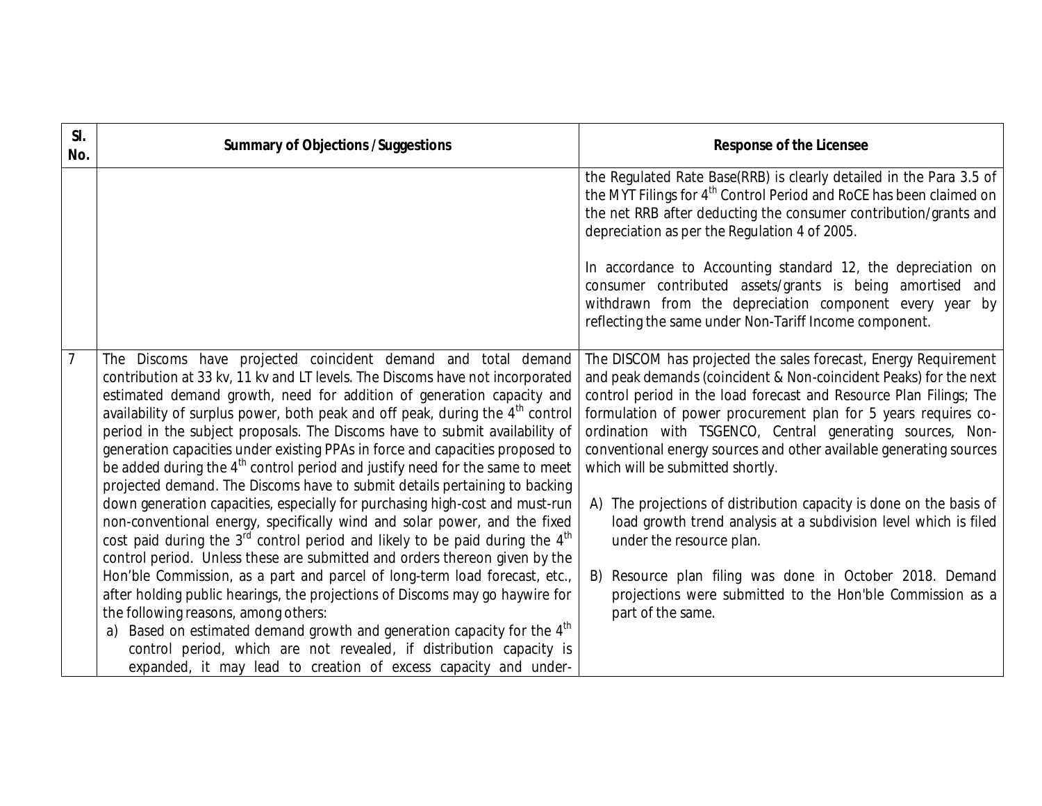| Sl. No. | Summary of Objections / Suggestions | Response of the Licensee |
|---|---|---|
| | | the Regulated Rate Base(RRB) is clearly detailed in the Para 3.5 of the MYT Filings for 4th Control Period and RoCE has been claimed on the net RRB after deducting the consumer contribution/grants and depreciation as per the Regulation 4 of 2005.<br><br>In accordance to Accounting standard 12, the depreciation on consumer contributed assets/grants is being amortised and withdrawn from the depreciation component every year by reflecting the same under Non-Tariff Income component. |
| 7 | The Discoms have projected coincident demand and total demand contribution at 33 kv, 11 kv and LT levels. The Discoms have not incorporated estimated demand growth, need for addition of generation capacity and availability of surplus power, both peak and off peak, during the 4th control period in the subject proposals. The Discoms have to submit availability of generation capacities under existing PPAs in force and capacities proposed to be added during the 4th control period and justify need for the same to meet projected demand. The Discoms have to submit details pertaining to backing down generation capacities, especially for purchasing high-cost and must-run non-conventional energy, specifically wind and solar power, and the fixed cost paid during the 3rd control period and likely to be paid during the 4th control period. Unless these are submitted and orders thereon given by the Hon'ble Commission, as a part and parcel of long-term load forecast, etc., after holding public hearings, the projections of Discoms may go haywire for the following reasons, among others:<br>a) Based on estimated demand growth and generation capacity for the 4th control period, which are not revealed, if distribution capacity is expanded, it may lead to creation of excess capacity and under- | The DISCOM has projected the sales forecast, Energy Requirement and peak demands (coincident & Non-coincident Peaks) for the next control period in the load forecast and Resource Plan Filings; The formulation of power procurement plan for 5 years requires co-ordination with TSGENCO, Central generating sources, Non-conventional energy sources and other available generating sources which will be submitted shortly.<br><br>A) The projections of distribution capacity is done on the basis of load growth trend analysis at a subdivision level which is filed under the resource plan.<br><br>B) Resource plan filing was done in October 2018. Demand projections were submitted to the Hon'ble Commission as a part of the same. |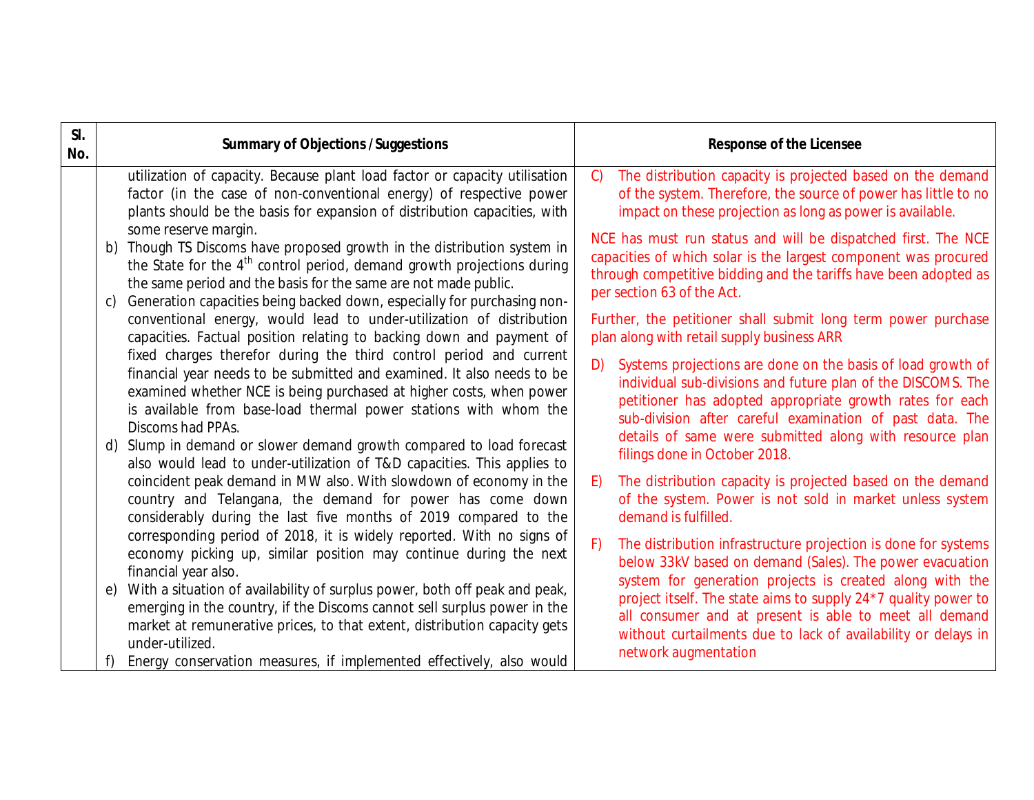| Sl. No. | Summary of Objections / Suggestions | Response of the Licensee |
|---|---|---|
| | utilization of capacity. Because plant load factor or capacity utilisation factor (in the case of non-conventional energy) of respective power plants should be the basis for expansion of distribution capacities, with some reserve margin.<br>b) Though TS Discoms have proposed growth in the distribution system in the State for the 4th control period, demand growth projections during the same period and the basis for the same are not made public.<br>c) Generation capacities being backed down, especially for purchasing non-conventional energy, would lead to under-utilization of distribution capacities. Factual position relating to backing down and payment of fixed charges therefor during the third control period and current financial year needs to be submitted and examined. It also needs to be examined whether NCE is being purchased at higher costs, when power is available from base-load thermal power stations with whom the Discoms had PPAs.<br>d) Slump in demand or slower demand growth compared to load forecast also would lead to under-utilization of T&D capacities. This applies to coincident peak demand in MW also. With slowdown of economy in the country and Telangana, the demand for power has come down considerably during the last five months of 2019 compared to the corresponding period of 2018, it is widely reported. With no signs of economy picking up, similar position may continue during the next financial year also.<br>e) With a situation of availability of surplus power, both off peak and peak, emerging in the country, if the Discoms cannot sell surplus power in the market at remunerative prices, to that extent, distribution capacity gets under-utilized.<br>f) Energy conservation measures, if implemented effectively, also would | C) The distribution capacity is projected based on the demand of the system. Therefore, the source of power has little to no impact on these projection as long as power is available.<br>NCE has must run status and will be dispatched first. The NCE capacities of which solar is the largest component was procured through competitive bidding and the tariffs have been adopted as per section 63 of the Act.<br>Further, the petitioner shall submit long term power purchase plan along with retail supply business ARR<br>D) Systems projections are done on the basis of load growth of individual sub-divisions and future plan of the DISCOMS. The petitioner has adopted appropriate growth rates for each sub-division after careful examination of past data. The details of same were submitted along with resource plan filings done in October 2018.<br>E) The distribution capacity is projected based on the demand of the system. Power is not sold in market unless system demand is fulfilled.<br>F) The distribution infrastructure projection is done for systems below 33kV based on demand (Sales). The power evacuation system for generation projects is created along with the project itself. The state aims to supply 24*7 quality power to all consumer and at present is able to meet all demand without curtailments due to lack of availability or delays in network augmentation |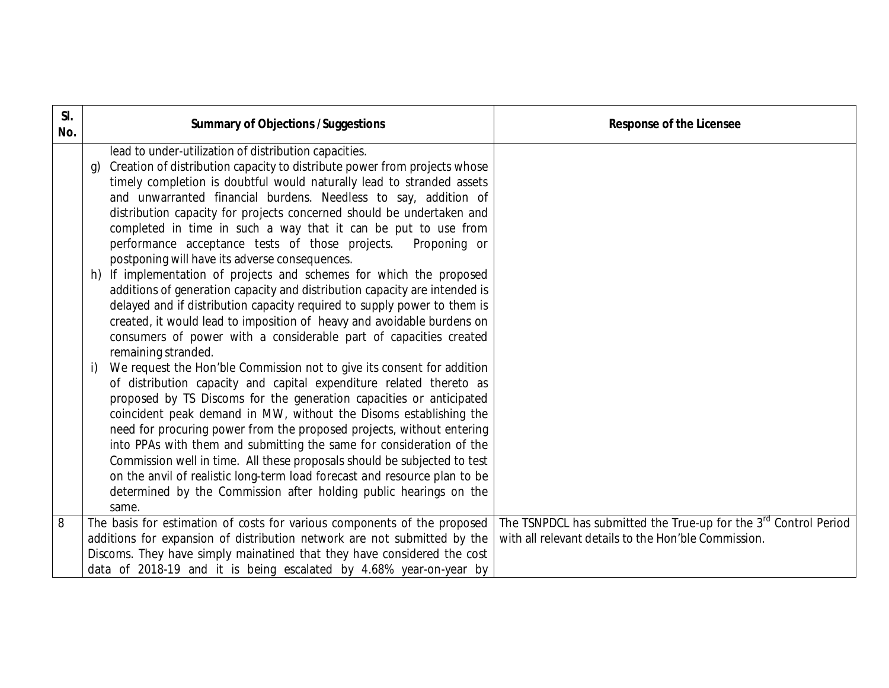| Sl. No. | Summary of Objections / Suggestions | Response of the Licensee |
|---|---|---|
| | lead to under-utilization of distribution capacities.<br>g) Creation of distribution capacity to distribute power from projects whose timely completion is doubtful would naturally lead to stranded assets and unwarranted financial burdens. Needless to say, addition of distribution capacity for projects concerned should be undertaken and completed in time in such a way that it can be put to use from performance acceptance tests of those projects. Proponing or postponing will have its adverse consequences.<br>h) If implementation of projects and schemes for which the proposed additions of generation capacity and distribution capacity are intended is delayed and if distribution capacity required to supply power to them is created, it would lead to imposition of heavy and avoidable burdens on consumers of power with a considerable part of capacities created remaining stranded.<br>i) We request the Hon'ble Commission not to give its consent for addition of distribution capacity and capital expenditure related thereto as proposed by TS Discoms for the generation capacities or anticipated coincident peak demand in MW, without the Disoms establishing the need for procuring power from the proposed projects, without entering into PPAs with them and submitting the same for consideration of the Commission well in time. All these proposals should be subjected to test on the anvil of realistic long-term load forecast and resource plan to be determined by the Commission after holding public hearings on the same. | |
| 8 | The basis for estimation of costs for various components of the proposed additions for expansion of distribution network are not submitted by the Discoms. They have simply mainatined that they have considered the cost data of 2018-19 and it is being escalated by 4.68% year-on-year by | The TSNPDCL has submitted the True-up for the 3rd Control Period with all relevant details to the Hon'ble Commission. |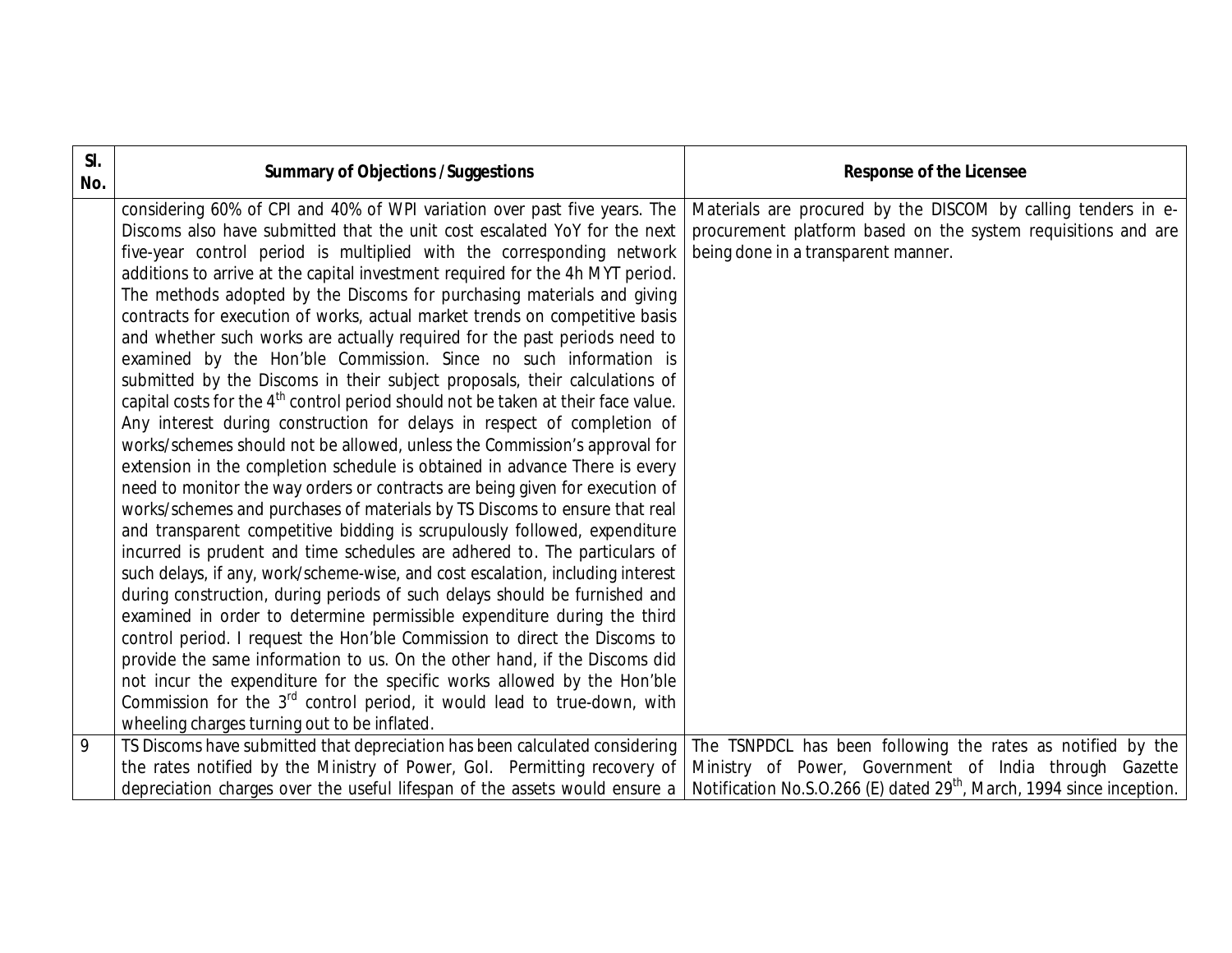| Sl. No. | Summary of Objections / Suggestions | Response of the Licensee |
|---|---|---|
| | considering 60% of CPI and 40% of WPI variation over past five years. The Discoms also have submitted that the unit cost escalated YoY for the next five-year control period is multiplied with the corresponding network additions to arrive at the capital investment required for the 4h MYT period. The methods adopted by the Discoms for purchasing materials and giving contracts for execution of works, actual market trends on competitive basis and whether such works are actually required for the past periods need to examined by the Hon'ble Commission. Since no such information is submitted by the Discoms in their subject proposals, their calculations of capital costs for the 4th control period should not be taken at their face value. Any interest during construction for delays in respect of completion of works/schemes should not be allowed, unless the Commission's approval for extension in the completion schedule is obtained in advance There is every need to monitor the way orders or contracts are being given for execution of works/schemes and purchases of materials by TS Discoms to ensure that real and transparent competitive bidding is scrupulously followed, expenditure incurred is prudent and time schedules are adhered to. The particulars of such delays, if any, work/scheme-wise, and cost escalation, including interest during construction, during periods of such delays should be furnished and examined in order to determine permissible expenditure during the third control period. I request the Hon'ble Commission to direct the Discoms to provide the same information to us. On the other hand, if the Discoms did not incur the expenditure for the specific works allowed by the Hon'ble Commission for the 3rd control period, it would lead to true-down, with wheeling charges turning out to be inflated. | Materials are procured by the DISCOM by calling tenders in e-procurement platform based on the system requisitions and are being done in a transparent manner. |
| 9 | TS Discoms have submitted that depreciation has been calculated considering the rates notified by the Ministry of Power, GoI. Permitting recovery of depreciation charges over the useful lifespan of the assets would ensure a | The TSNPDCL has been following the rates as notified by the Ministry of Power, Government of India through Gazette Notification No.S.O.266 (E) dated 29th, March, 1994 since inception. |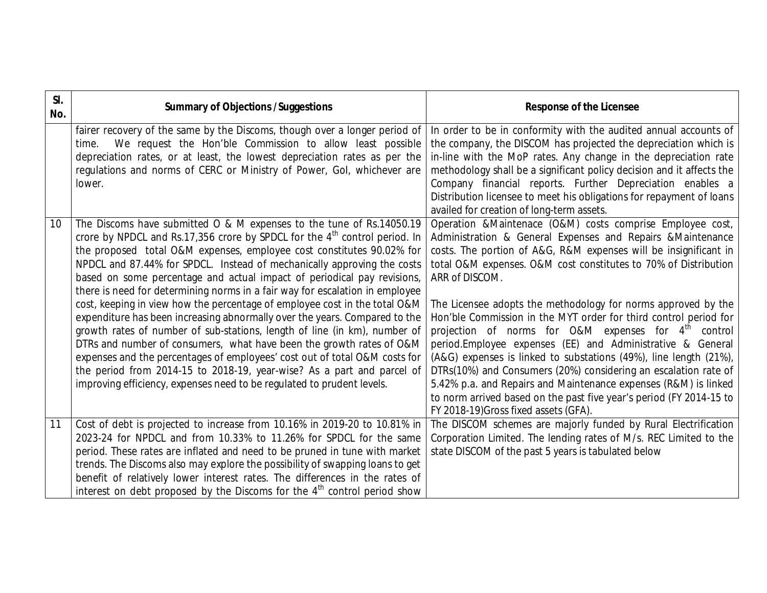| Sl. No. | Summary of Objections / Suggestions | Response of the Licensee |
|---|---|---|
| | fairer recovery of the same by the Discoms, though over a longer period of time. We request the Hon'ble Commission to allow least possible depreciation rates, or at least, the lowest depreciation rates as per the regulations and norms of CERC or Ministry of Power, GoI, whichever are lower. | In order to be in conformity with the audited annual accounts of the company, the DISCOM has projected the depreciation which is in-line with the MoP rates. Any change in the depreciation rate methodology shall be a significant policy decision and it affects the Company financial reports. Further Depreciation enables a Distribution licensee to meet his obligations for repayment of loans availed for creation of long-term assets. |
| 10 | The Discoms have submitted O & M expenses to the tune of Rs.14050.19 crore by NPDCL and Rs.17,356 crore by SPDCL for the 4th control period. In the proposed total O&M expenses, employee cost constitutes 90.02% for NPDCL and 87.44% for SPDCL. Instead of mechanically approving the costs based on some percentage and actual impact of periodical pay revisions, there is need for determining norms in a fair way for escalation in employee cost, keeping in view how the percentage of employee cost in the total O&M expenditure has been increasing abnormally over the years. Compared to the growth rates of number of sub-stations, length of line (in km), number of DTRs and number of consumers, what have been the growth rates of O&M expenses and the percentages of employees' cost out of total O&M costs for the period from 2014-15 to 2018-19, year-wise? As a part and parcel of improving efficiency, expenses need to be regulated to prudent levels. | Operation &Maintenace (O&M) costs comprise Employee cost, Administration & General Expenses and Repairs &Maintenance costs. The portion of A&G, R&M expenses will be insignificant in total O&M expenses. O&M cost constitutes to 70% of Distribution ARR of DISCOM.<br><br>The Licensee adopts the methodology for norms approved by the Hon'ble Commission in the MYT order for third control period for projection of norms for O&M expenses for 4th control period.Employee expenses (EE) and Administrative & General (A&G) expenses is linked to substations (49%), line length (21%), DTRs(10%) and Consumers (20%) considering an escalation rate of 5.42% p.a. and Repairs and Maintenance expenses (R&M) is linked to norm arrived based on the past five year's period (FY 2014-15 to FY 2018-19)Gross fixed assets (GFA). |
| 11 | Cost of debt is projected to increase from 10.16% in 2019-20 to 10.81% in 2023-24 for NPDCL and from 10.33% to 11.26% for SPDCL for the same period. These rates are inflated and need to be pruned in tune with market trends. The Discoms also may explore the possibility of swapping loans to get benefit of relatively lower interest rates. The differences in the rates of interest on debt proposed by the Discoms for the 4th control period show | The DISCOM schemes are majorly funded by Rural Electrification Corporation Limited. The lending rates of M/s. REC Limited to the state DISCOM of the past 5 years is tabulated below |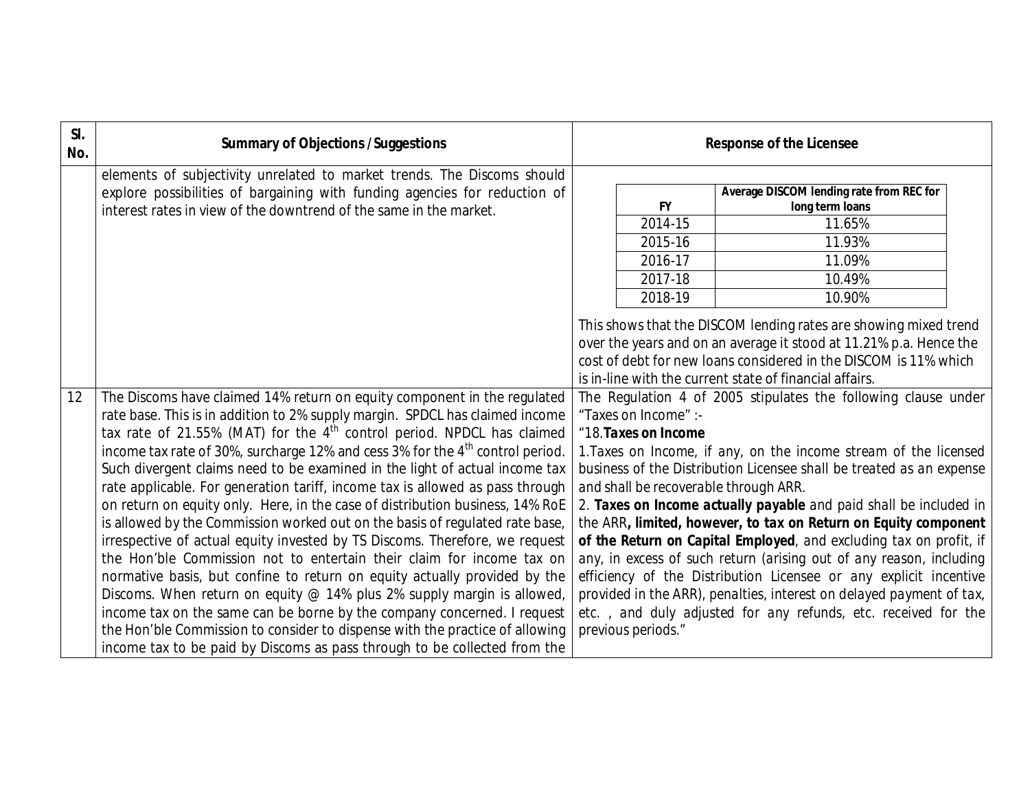| Sl. No. | Summary of Objections / Suggestions | Response of the Licensee |
|---|---|---|
| | elements of subjectivity unrelated to market trends. The Discoms should explore possibilities of bargaining with funding agencies for reduction of interest rates in view of the downtrend of the same in the market. | FY / Average DISCOM lending rate from REC for long term loans: 2014-15 – 11.65%; 2015-16 – 11.93%; 2016-17 – 11.09%; 2017-18 – 10.49%; 2018-19 – 10.90%<br><br>This shows that the DISCOM lending rates are showing mixed trend over the years and on an average it stood at 11.21% p.a. Hence the cost of debt for new loans considered in the DISCOM is 11% which is in-line with the current state of financial affairs. |
| 12 | The Discoms have claimed 14% return on equity component in the regulated rate base. This is in addition to 2% supply margin. SPDCL has claimed income tax rate of 21.55% (MAT) for the 4th control period. NPDCL has claimed income tax rate of 30%, surcharge 12% and cess 3% for the 4th control period. Such divergent claims need to be examined in the light of actual income tax rate applicable. For generation tariff, income tax is allowed as pass through on return on equity only. Here, in the case of distribution business, 14% RoE is allowed by the Commission worked out on the basis of regulated rate base, irrespective of actual equity invested by TS Discoms. Therefore, we request the Hon'ble Commission not to entertain their claim for income tax on normative basis, but confine to return on equity actually provided by the Discoms. When return on equity @ 14% plus 2% supply margin is allowed, income tax on the same can be borne by the company concerned. I request the Hon'ble Commission to consider to dispense with the practice of allowing income tax to be paid by Discoms as pass through to be collected from the | The Regulation 4 of 2005 stipulates the following clause under "Taxes on Income" :-<br>"18.**Taxes on Income**<br>1.Taxes on Income, if any, on the income stream of the licensed business of the Distribution Licensee shall be treated as an expense and shall be recoverable through ARR.<br>2. **Taxes on Income actually payable** and paid shall be included in the ARR**, limited, however, to tax on Return on Equity component of the Return on Capital Employed**, and excluding tax on profit, if any, in excess of such return (arising out of any reason, including efficiency of the Distribution Licensee or any explicit incentive provided in the ARR), penalties, interest on delayed payment of tax, etc. , and duly adjusted for any refunds, etc. received for the previous periods." |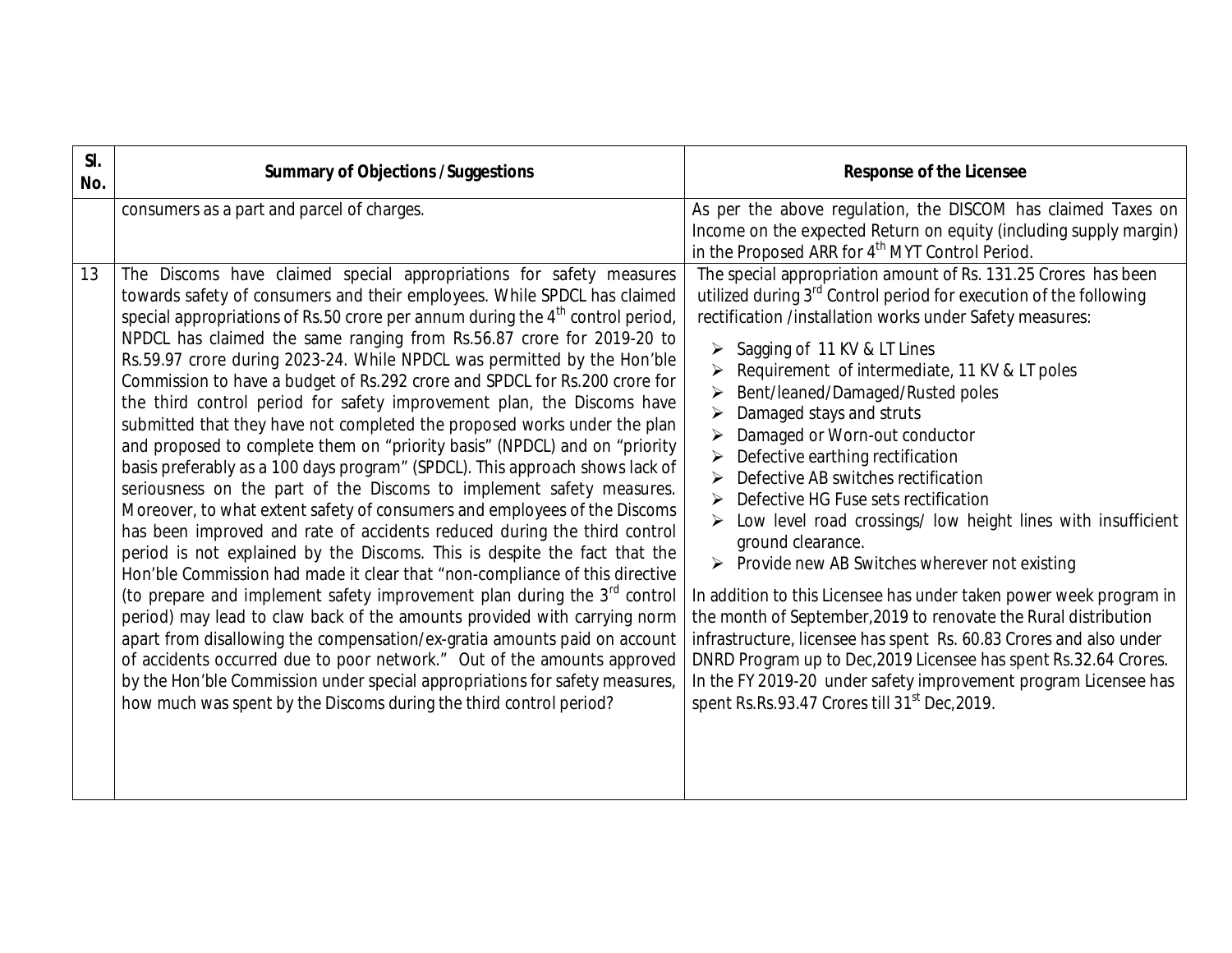| Sl. No. | Summary of Objections / Suggestions | Response of the Licensee |
|---|---|---|
| | consumers as a part and parcel of charges. | As per the above regulation, the DISCOM has claimed Taxes on Income on the expected Return on equity (including supply margin) in the Proposed ARR for 4th MYT Control Period. |
| 13 | The Discoms have claimed special appropriations for safety measures towards safety of consumers and their employees. While SPDCL has claimed special appropriations of Rs.50 crore per annum during the 4th control period, NPDCL has claimed the same ranging from Rs.56.87 crore for 2019-20 to Rs.59.97 crore during 2023-24. While NPDCL was permitted by the Hon'ble Commission to have a budget of Rs.292 crore and SPDCL for Rs.200 crore for the third control period for safety improvement plan, the Discoms have submitted that they have not completed the proposed works under the plan and proposed to complete them on "priority basis" (NPDCL) and on "priority basis preferably as a 100 days program" (SPDCL). This approach shows lack of seriousness on the part of the Discoms to implement safety measures. Moreover, to what extent safety of consumers and employees of the Discoms has been improved and rate of accidents reduced during the third control period is not explained by the Discoms. This is despite the fact that the Hon'ble Commission had made it clear that "non-compliance of this directive (to prepare and implement safety improvement plan during the 3rd control period) may lead to claw back of the amounts provided with carrying norm apart from disallowing the compensation/ex-gratia amounts paid on account of accidents occurred due to poor network." Out of the amounts approved by the Hon'ble Commission under special appropriations for safety measures, how much was spent by the Discoms during the third control period? | The special appropriation amount of Rs. 131.25 Crores has been utilized during 3rd Control period for execution of the following rectification /installation works under Safety measures:<br>➢ Sagging of 11 KV & LT Lines<br>➢ Requirement of intermediate, 11 KV & LT poles<br>➢ Bent/leaned/Damaged/Rusted poles<br>➢ Damaged stays and struts<br>➢ Damaged or Worn-out conductor<br>➢ Defective earthing rectification<br>➢ Defective AB switches rectification<br>➢ Defective HG Fuse sets rectification<br>➢ Low level road crossings/ low height lines with insufficient ground clearance.<br>➢ Provide new AB Switches wherever not existing<br><br>In addition to this Licensee has under taken power week program in the month of September,2019 to renovate the Rural distribution infrastructure, licensee has spent Rs. 60.83 Crores and also under DNRD Program up to Dec,2019 Licensee has spent Rs.32.64 Crores. In the FY 2019-20 under safety improvement program Licensee has spent Rs.Rs.93.47 Crores till 31st Dec,2019. |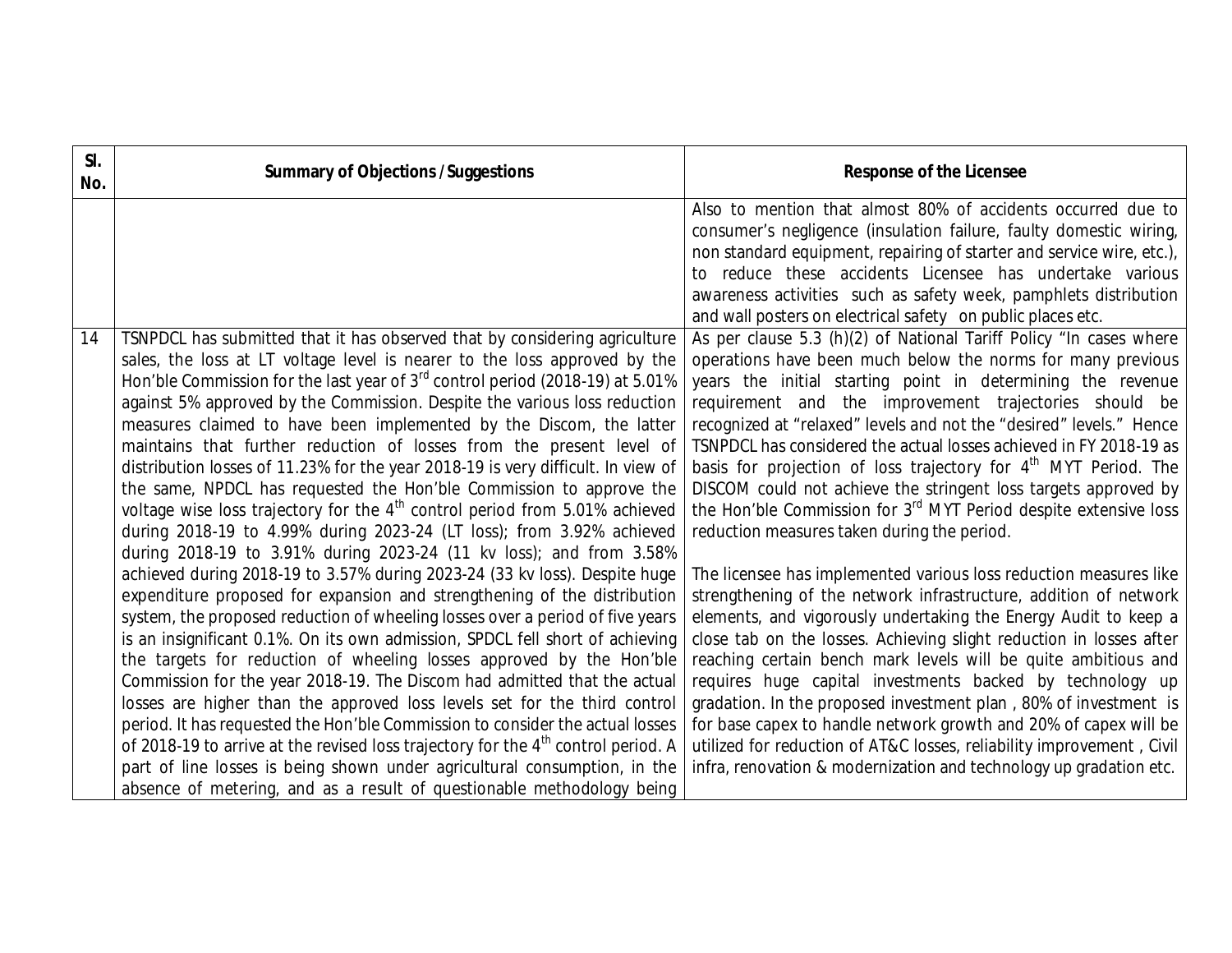| Sl. No. | Summary of Objections / Suggestions | Response of the Licensee |
|---|---|---|
| | | Also to mention that almost 80% of accidents occurred due to consumer's negligence (insulation failure, faulty domestic wiring, non standard equipment, repairing of starter and service wire, etc.), to reduce these accidents Licensee has undertake various awareness activities such as safety week, pamphlets distribution and wall posters on electrical safety on public places etc. |
| 14 | TSNPDCL has submitted that it has observed that by considering agriculture sales, the loss at LT voltage level is nearer to the loss approved by the Hon'ble Commission for the last year of 3rd control period (2018-19) at 5.01% against 5% approved by the Commission. Despite the various loss reduction measures claimed to have been implemented by the Discom, the latter maintains that further reduction of losses from the present level of distribution losses of 11.23% for the year 2018-19 is very difficult. In view of the same, NPDCL has requested the Hon'ble Commission to approve the voltage wise loss trajectory for the 4th control period from 5.01% achieved during 2018-19 to 4.99% during 2023-24 (LT loss); from 3.92% achieved during 2018-19 to 3.91% during 2023-24 (11 kv loss); and from 3.58% achieved during 2018-19 to 3.57% during 2023-24 (33 kv loss). Despite huge expenditure proposed for expansion and strengthening of the distribution system, the proposed reduction of wheeling losses over a period of five years is an insignificant 0.1%. On its own admission, SPDCL fell short of achieving the targets for reduction of wheeling losses approved by the Hon'ble Commission for the year 2018-19. The Discom had admitted that the actual losses are higher than the approved loss levels set for the third control period. It has requested the Hon'ble Commission to consider the actual losses of 2018-19 to arrive at the revised loss trajectory for the 4th control period. A part of line losses is being shown under agricultural consumption, in the absence of metering, and as a result of questionable methodology being | As per clause 5.3 (h)(2) of National Tariff Policy "In cases where operations have been much below the norms for many previous years the initial starting point in determining the revenue requirement and the improvement trajectories should be recognized at "relaxed" levels and not the "desired" levels." Hence TSNPDCL has considered the actual losses achieved in FY 2018-19 as basis for projection of loss trajectory for 4th MYT Period. The DISCOM could not achieve the stringent loss targets approved by the Hon'ble Commission for 3rd MYT Period despite extensive loss reduction measures taken during the period.<br><br>The licensee has implemented various loss reduction measures like strengthening of the network infrastructure, addition of network elements, and vigorously undertaking the Energy Audit to keep a close tab on the losses. Achieving slight reduction in losses after reaching certain bench mark levels will be quite ambitious and requires huge capital investments backed by technology up gradation. In the proposed investment plan , 80% of investment is for base capex to handle network growth and 20% of capex will be utilized for reduction of AT&C losses, reliability improvement , Civil infra, renovation & modernization and technology up gradation etc. |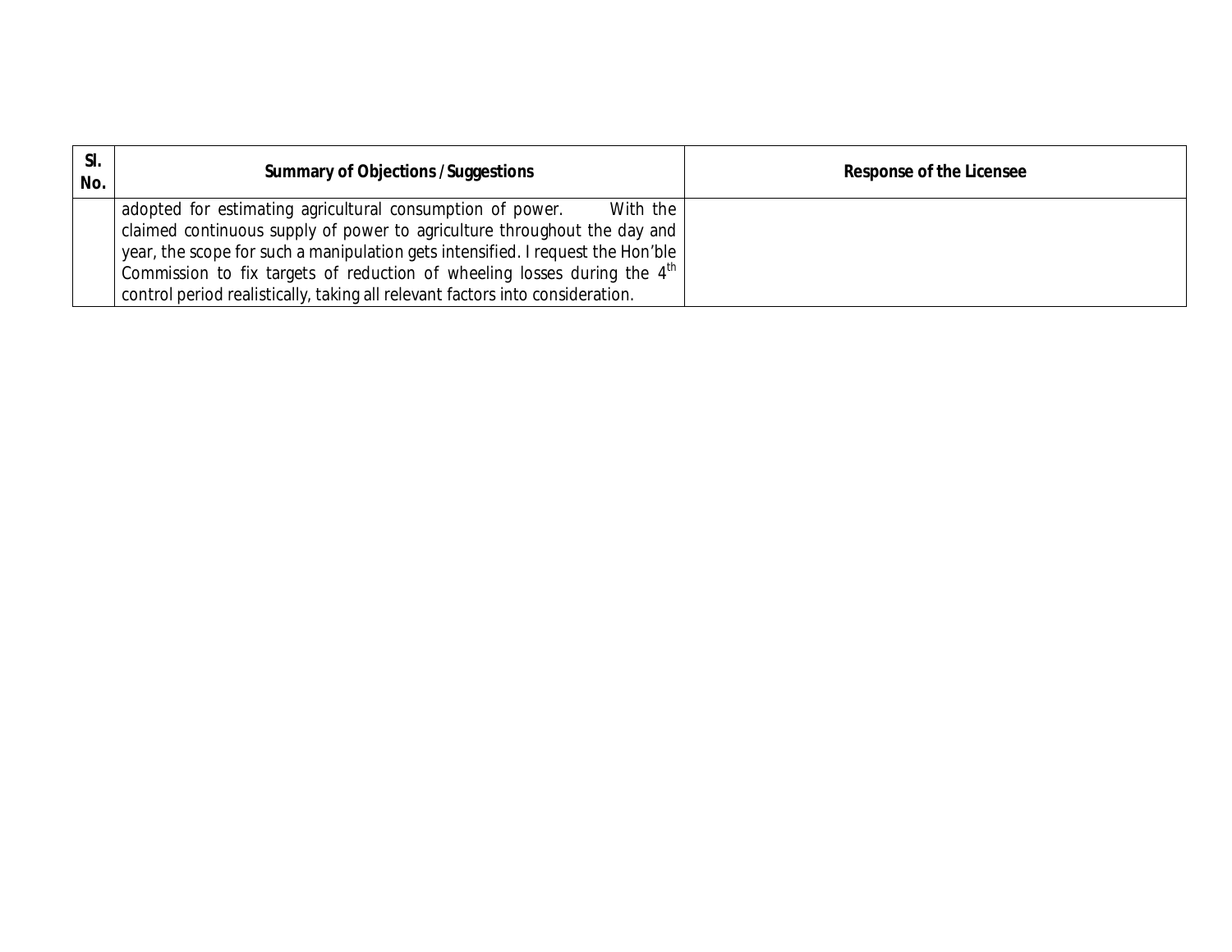| Sl. No. | Summary of Objections / Suggestions | Response of the Licensee |
|---|---|---|
| | adopted for estimating agricultural consumption of power. With the claimed continuous supply of power to agriculture throughout the day and year, the scope for such a manipulation gets intensified. I request the Hon'ble Commission to fix targets of reduction of wheeling losses during the 4th control period realistically, taking all relevant factors into consideration. | |